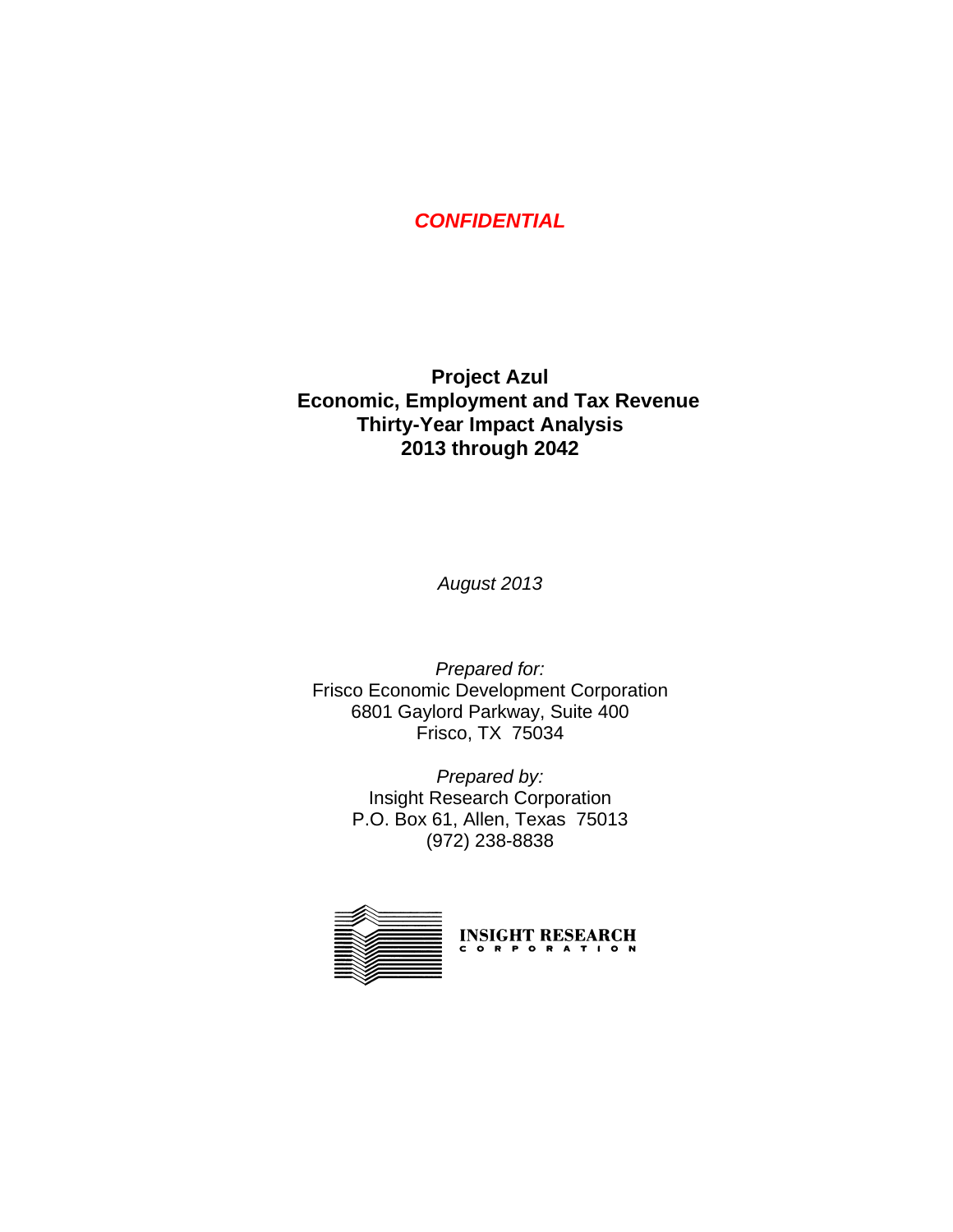***CONFIDENTIAL***

# Project Azul
# Economic, Employment and Tax Revenue
# Thirty-Year Impact Analysis
# 2013 through 2042

*August 2013*

*Prepared for:*
Frisco Economic Development Corporation
6801 Gaylord Parkway, Suite 400
Frisco, TX 75034

*Prepared by:*
Insight Research Corporation
P.O. Box 61, Allen, Texas 75013
(972) 238-8838

INSIGHT RESEARCH
CORPORATION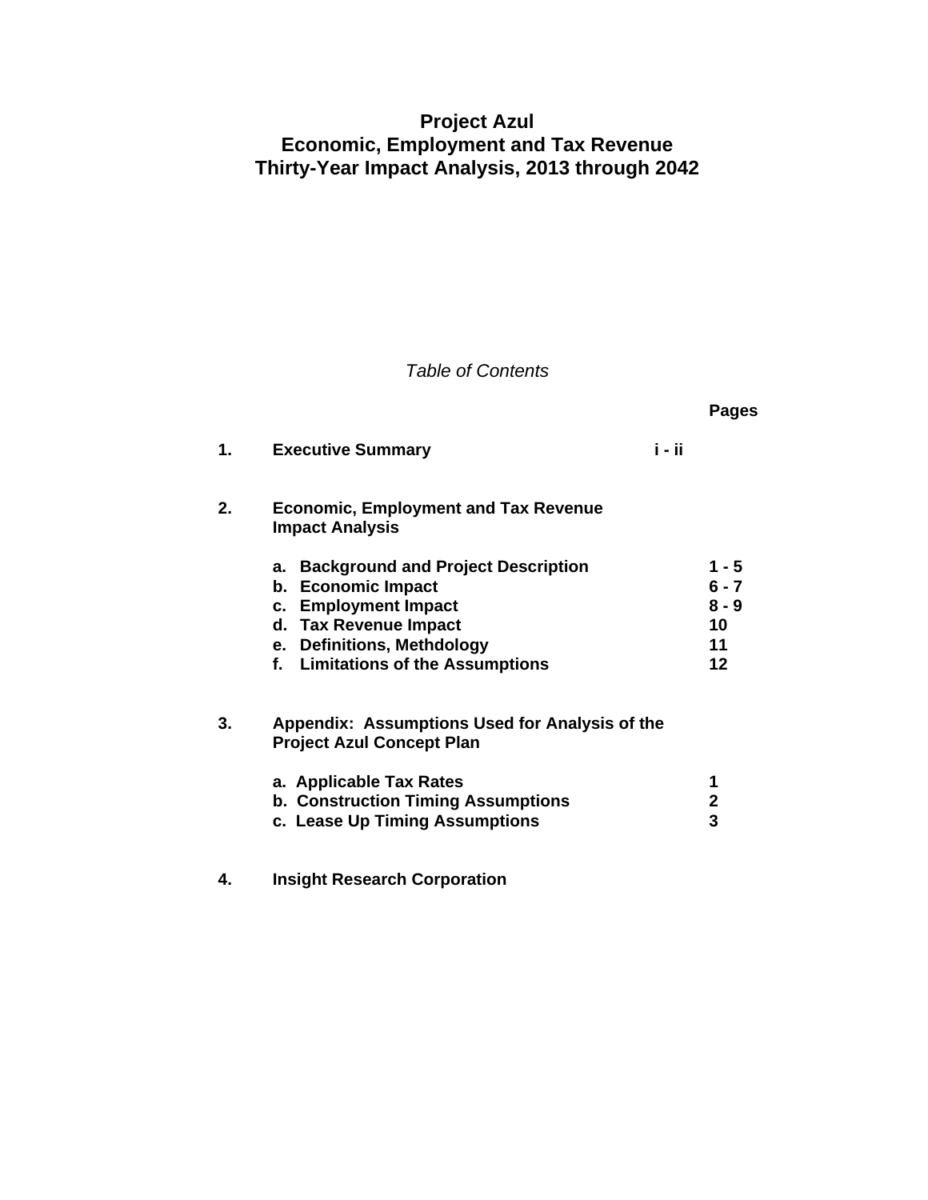# Project Azul
# Economic, Employment and Tax Revenue
# Thirty-Year Impact Analysis, 2013 through 2042

*Table of Contents*

| | | Pages |
|---|---|---|
| **1.** | **Executive Summary** | **i - ii** |
| **2.** | **Economic, Employment and Tax Revenue Impact Analysis** | |
| | **a. Background and Project Description** | **1 - 5** |
| | **b. Economic Impact** | **6 - 7** |
| | **c. Employment Impact** | **8 - 9** |
| | **d. Tax Revenue Impact** | **10** |
| | **e. Definitions, Methdology** | **11** |
| | **f. Limitations of the Assumptions** | **12** |
| **3.** | **Appendix: Assumptions Used for Analysis of the Project Azul Concept Plan** | |
| | **a. Applicable Tax Rates** | **1** |
| | **b. Construction Timing Assumptions** | **2** |
| | **c. Lease Up Timing Assumptions** | **3** |
| **4.** | **Insight Research Corporation** | |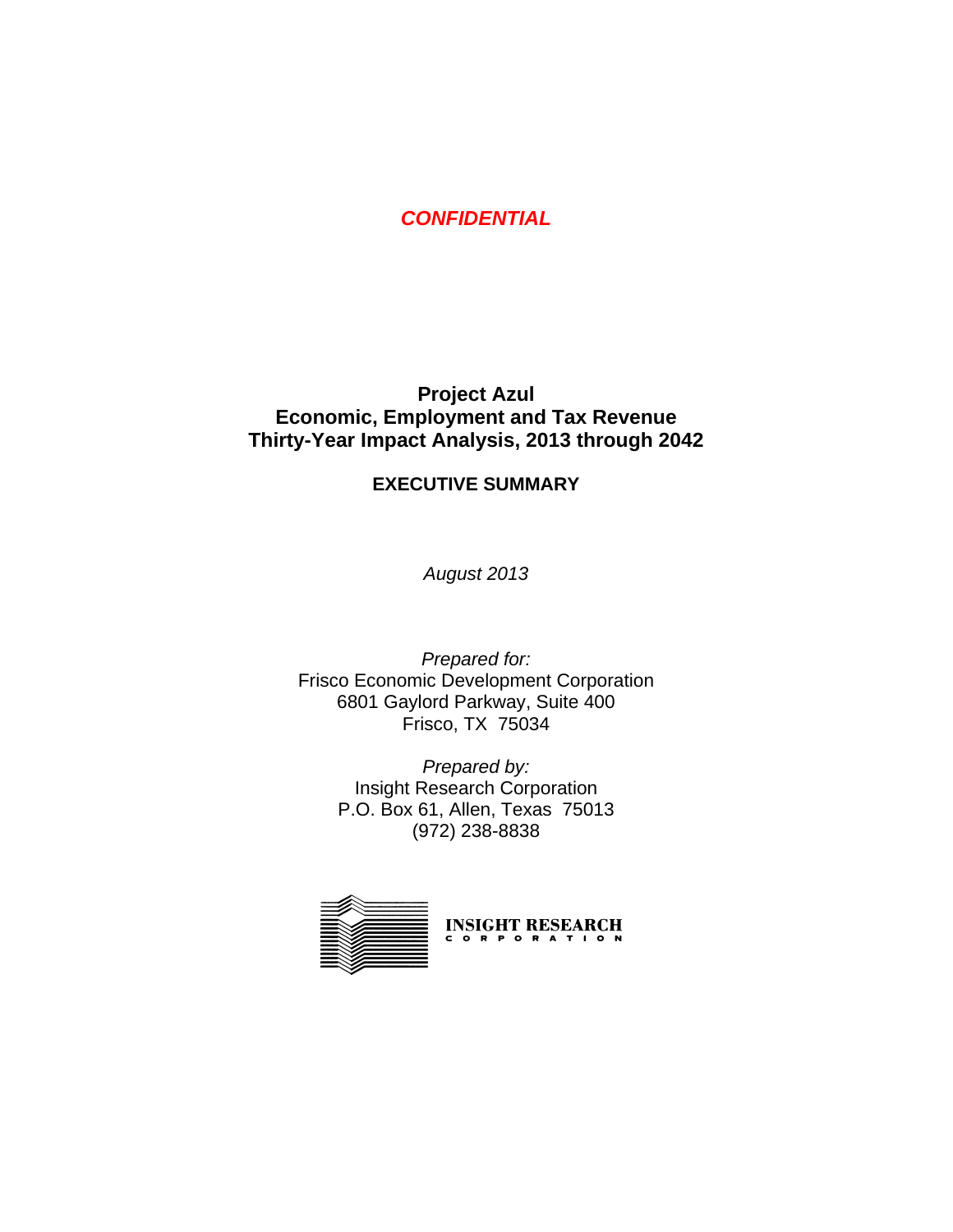***CONFIDENTIAL***

# Project Azul
# Economic, Employment and Tax Revenue
# Thirty-Year Impact Analysis, 2013 through 2042

## EXECUTIVE SUMMARY

*August 2013*

*Prepared for:*
Frisco Economic Development Corporation
6801 Gaylord Parkway, Suite 400
Frisco, TX 75034

*Prepared by:*
Insight Research Corporation
P.O. Box 61, Allen, Texas 75013
(972) 238-8838

INSIGHT RESEARCH
CORPORATION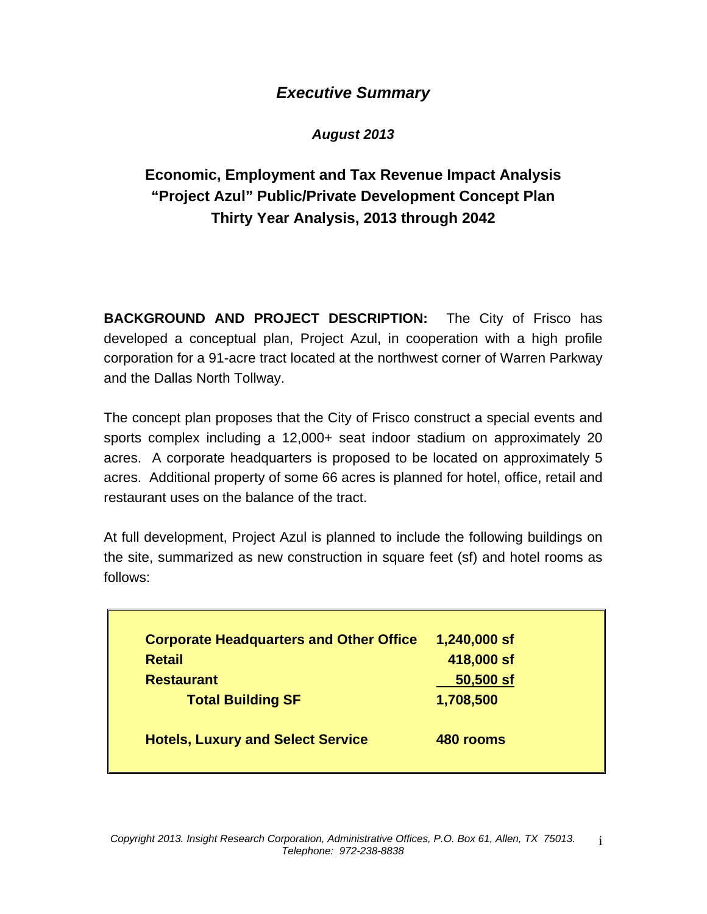## *Executive Summary*

***August 2013***

### Economic, Employment and Tax Revenue Impact Analysis
### "Project Azul" Public/Private Development Concept Plan
### Thirty Year Analysis, 2013 through 2042

**BACKGROUND AND PROJECT DESCRIPTION:** The City of Frisco has developed a conceptual plan, Project Azul, in cooperation with a high profile corporation for a 91-acre tract located at the northwest corner of Warren Parkway and the Dallas North Tollway.

The concept plan proposes that the City of Frisco construct a special events and sports complex including a 12,000+ seat indoor stadium on approximately 20 acres. A corporate headquarters is proposed to be located on approximately 5 acres. Additional property of some 66 acres is planned for hotel, office, retail and restaurant uses on the balance of the tract.

At full development, Project Azul is planned to include the following buildings on the site, summarized as new construction in square feet (sf) and hotel rooms as follows:

| | |
|---|---|
| **Corporate Headquarters and Other Office** | **1,240,000 sf** |
| **Retail** | **418,000 sf** |
| **Restaurant** | **50,500 sf** |
| **Total Building SF** | **1,708,500** |
| **Hotels, Luxury and Select Service** | **480 rooms** |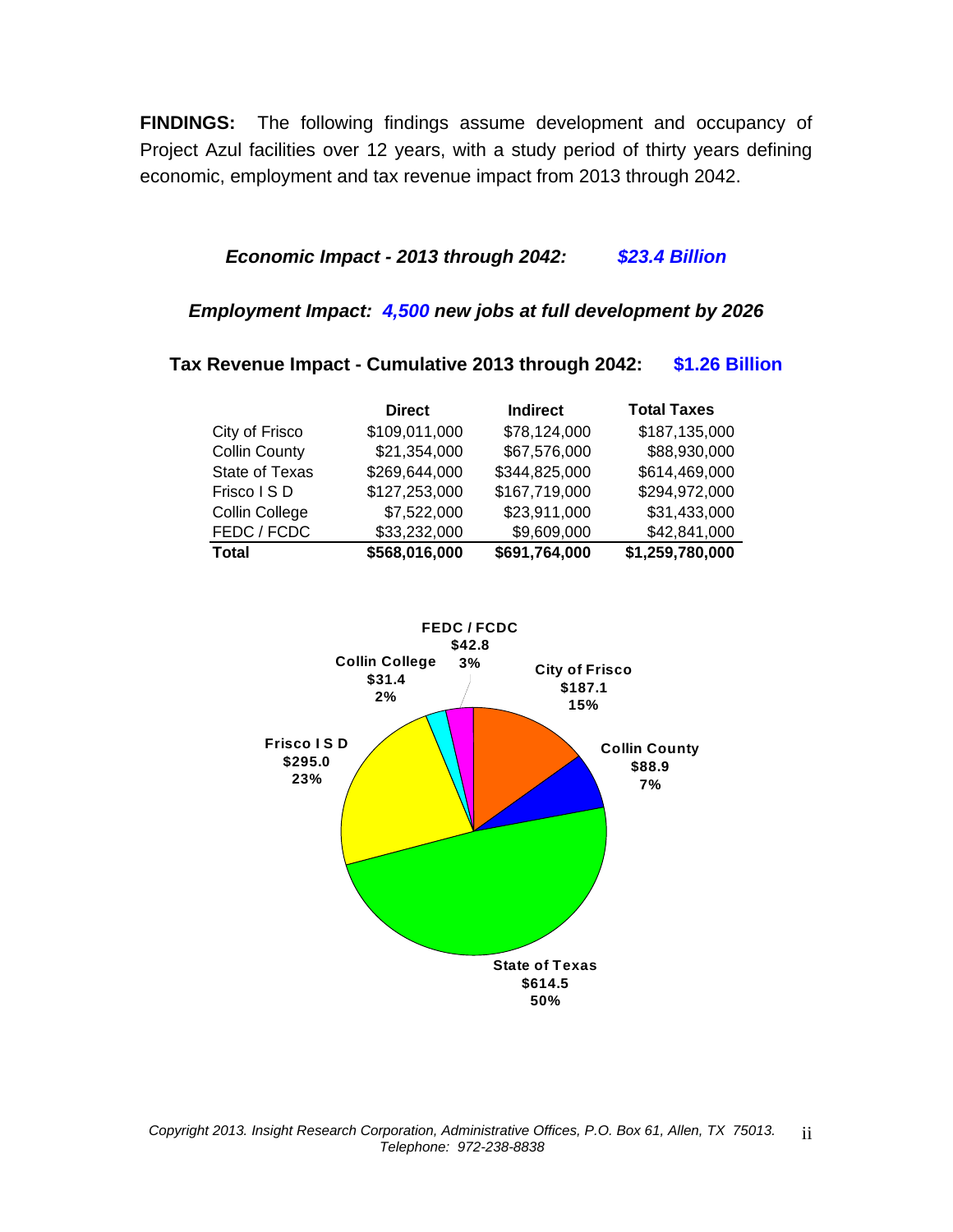**FINDINGS:** The following findings assume development and occupancy of Project Azul facilities over 12 years, with a study period of thirty years defining economic, employment and tax revenue impact from 2013 through 2042.

***Economic Impact - 2013 through 2042: $23.4 Billion***

***Employment Impact: 4,500 new jobs at full development by 2026***

**Tax Revenue Impact - Cumulative 2013 through 2042: $1.26 Billion**

| | Direct | Indirect | Total Taxes |
|---|---|---|---|
| City of Frisco | $109,011,000 | $78,124,000 | $187,135,000 |
| Collin County | $21,354,000 | $67,576,000 | $88,930,000 |
| State of Texas | $269,644,000 | $344,825,000 | $614,469,000 |
| Frisco I S D | $127,253,000 | $167,719,000 | $294,972,000 |
| Collin College | $7,522,000 | $23,911,000 | $31,433,000 |
| FEDC / FCDC | $33,232,000 | $9,609,000 | $42,841,000 |
| **Total** | **$568,016,000** | **$691,764,000** | **$1,259,780,000** |

**FEDC / FCDC** $42.8 3%
**Collin College** $31.4 2%
**City of Frisco** $187.1 15%
**Collin County** $88.9 7%
**Frisco I S D** $295.0 23%
**State of Texas** $614.5 50%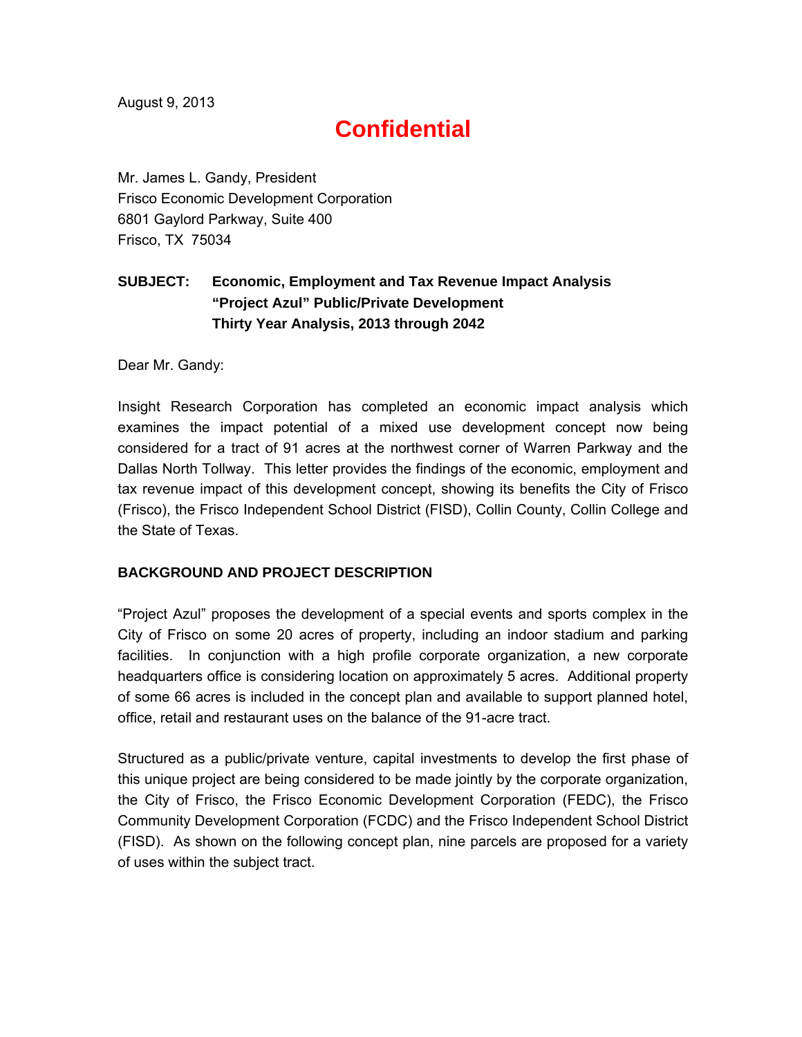August 9, 2013

# Confidential

Mr. James L. Gandy, President
Frisco Economic Development Corporation
6801 Gaylord Parkway, Suite 400
Frisco, TX 75034

**SUBJECT: Economic, Employment and Tax Revenue Impact Analysis "Project Azul" Public/Private Development Thirty Year Analysis, 2013 through 2042**

Dear Mr. Gandy:

Insight Research Corporation has completed an economic impact analysis which examines the impact potential of a mixed use development concept now being considered for a tract of 91 acres at the northwest corner of Warren Parkway and the Dallas North Tollway. This letter provides the findings of the economic, employment and tax revenue impact of this development concept, showing its benefits the City of Frisco (Frisco), the Frisco Independent School District (FISD), Collin County, Collin College and the State of Texas.

## BACKGROUND AND PROJECT DESCRIPTION

"Project Azul" proposes the development of a special events and sports complex in the City of Frisco on some 20 acres of property, including an indoor stadium and parking facilities. In conjunction with a high profile corporate organization, a new corporate headquarters office is considering location on approximately 5 acres. Additional property of some 66 acres is included in the concept plan and available to support planned hotel, office, retail and restaurant uses on the balance of the 91-acre tract.

Structured as a public/private venture, capital investments to develop the first phase of this unique project are being considered to be made jointly by the corporate organization, the City of Frisco, the Frisco Economic Development Corporation (FEDC), the Frisco Community Development Corporation (FCDC) and the Frisco Independent School District (FISD). As shown on the following concept plan, nine parcels are proposed for a variety of uses within the subject tract.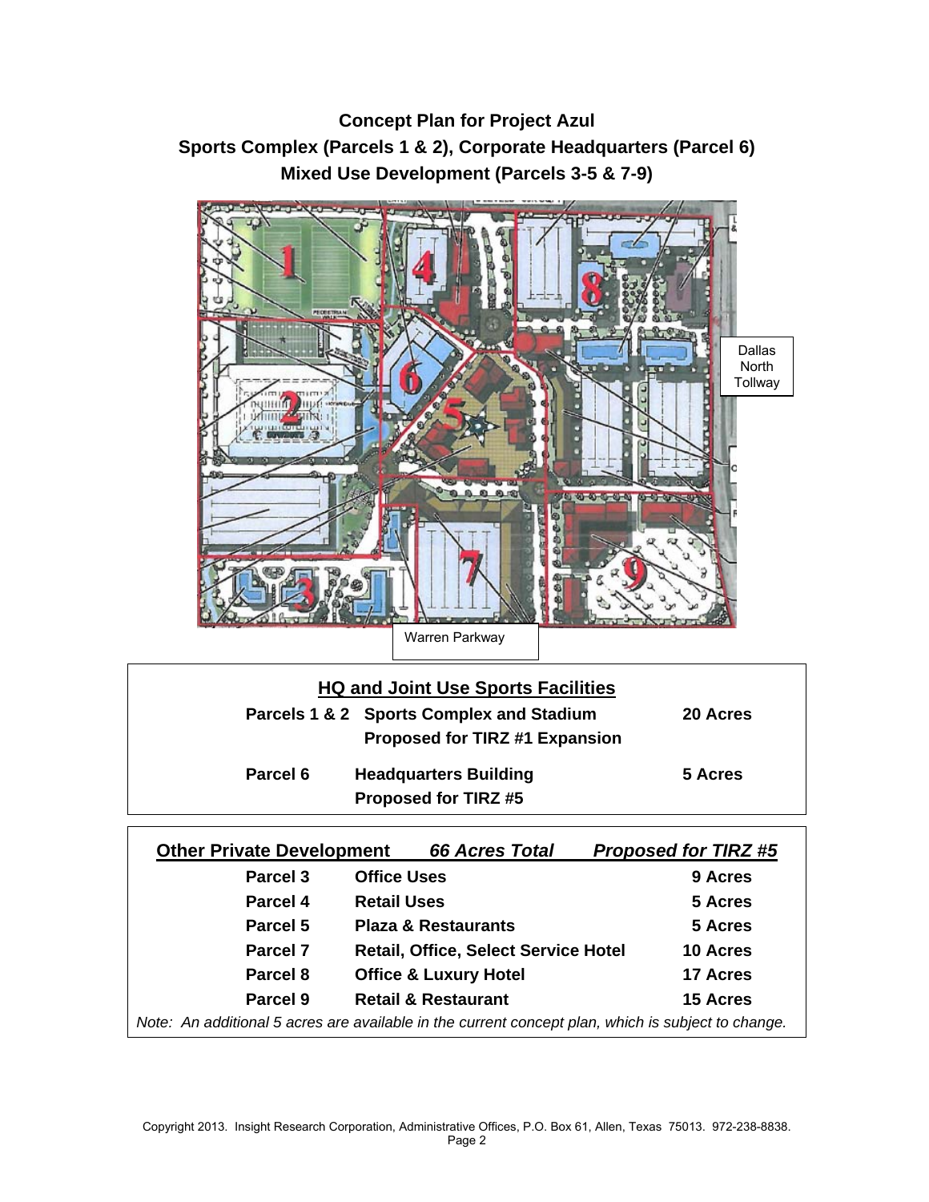## Concept Plan for Project Azul
## Sports Complex (Parcels 1 & 2), Corporate Headquarters (Parcel 6)
## Mixed Use Development (Parcels 3-5 & 7-9)

Dallas North Tollway

Warren Parkway

| **HQ and Joint Use Sports Facilities** | | |
|---|---|---|
| **Parcels 1 & 2** | **Sports Complex and Stadium** **Proposed for TIRZ #1 Expansion** | **20 Acres** |
| **Parcel 6** | **Headquarters Building** **Proposed for TIRZ #5** | **5 Acres** |

| **Other Private Development** | ***66 Acres Total*** | ***Proposed for TIRZ #5*** |
|---|---|---|
| **Parcel 3** | **Office Uses** | **9 Acres** |
| **Parcel 4** | **Retail Uses** | **5 Acres** |
| **Parcel 5** | **Plaza & Restaurants** | **5 Acres** |
| **Parcel 7** | **Retail, Office, Select Service Hotel** | **10 Acres** |
| **Parcel 8** | **Office & Luxury Hotel** | **17 Acres** |
| **Parcel 9** | **Retail & Restaurant** | **15 Acres** |

*Note: An additional 5 acres are available in the current concept plan, which is subject to change.*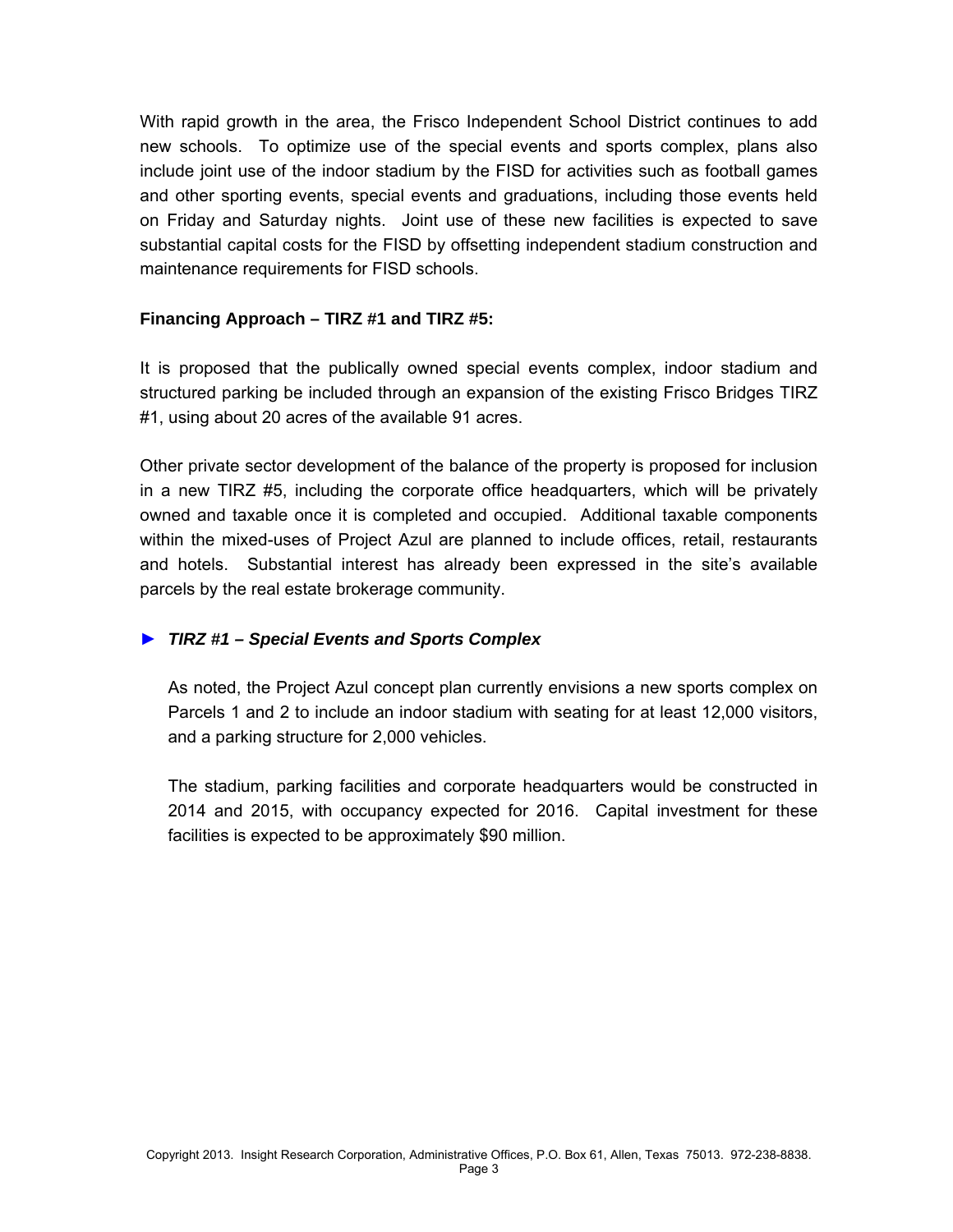With rapid growth in the area, the Frisco Independent School District continues to add new schools. To optimize use of the special events and sports complex, plans also include joint use of the indoor stadium by the FISD for activities such as football games and other sporting events, special events and graduations, including those events held on Friday and Saturday nights. Joint use of these new facilities is expected to save substantial capital costs for the FISD by offsetting independent stadium construction and maintenance requirements for FISD schools.

**Financing Approach – TIRZ #1 and TIRZ #5:**

It is proposed that the publically owned special events complex, indoor stadium and structured parking be included through an expansion of the existing Frisco Bridges TIRZ #1, using about 20 acres of the available 91 acres.

Other private sector development of the balance of the property is proposed for inclusion in a new TIRZ #5, including the corporate office headquarters, which will be privately owned and taxable once it is completed and occupied. Additional taxable components within the mixed-uses of Project Azul are planned to include offices, retail, restaurants and hotels. Substantial interest has already been expressed in the site's available parcels by the real estate brokerage community.

► ***TIRZ #1 – Special Events and Sports Complex***

As noted, the Project Azul concept plan currently envisions a new sports complex on Parcels 1 and 2 to include an indoor stadium with seating for at least 12,000 visitors, and a parking structure for 2,000 vehicles.

The stadium, parking facilities and corporate headquarters would be constructed in 2014 and 2015, with occupancy expected for 2016. Capital investment for these facilities is expected to be approximately $90 million.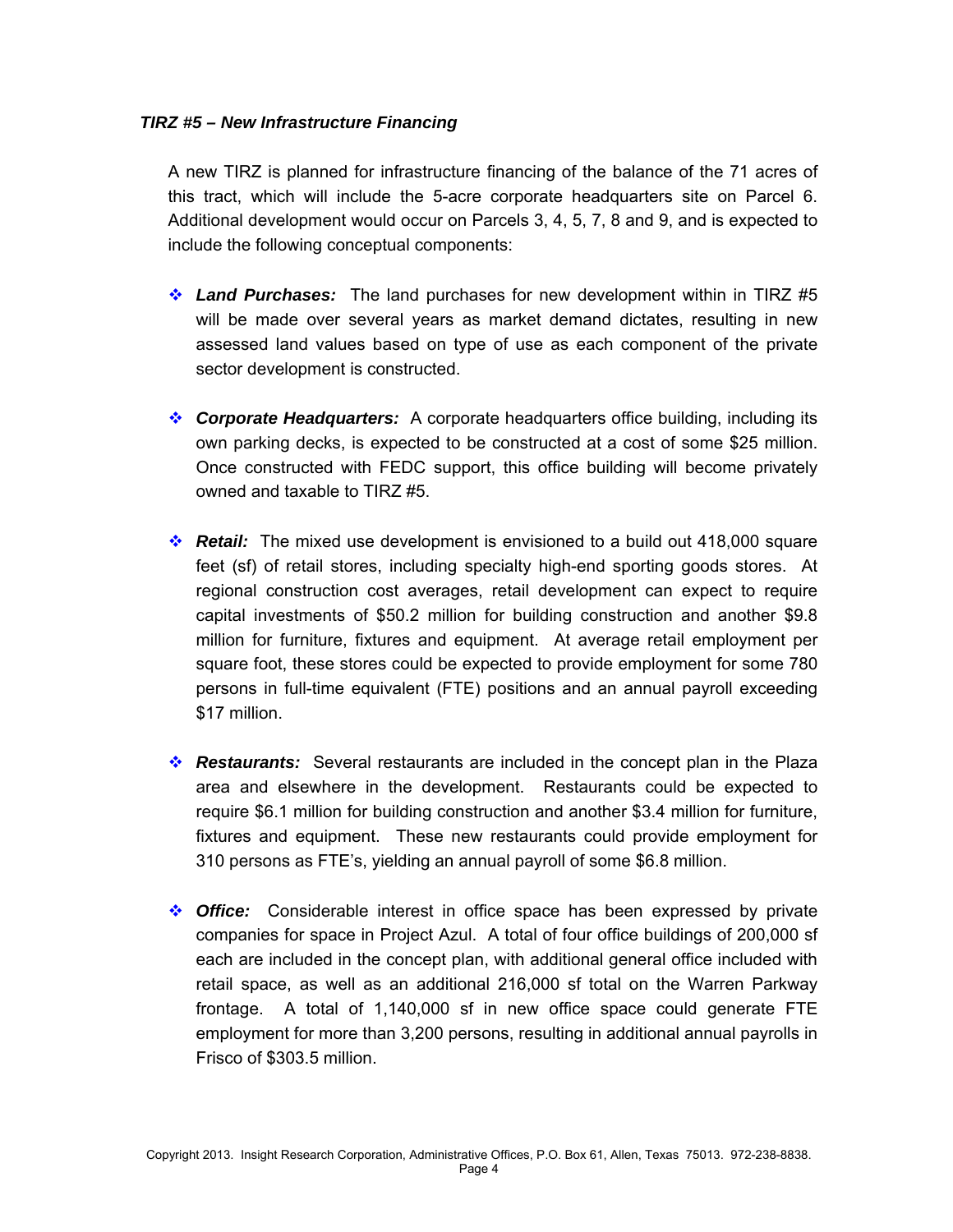### *TIRZ #5 – New Infrastructure Financing*

A new TIRZ is planned for infrastructure financing of the balance of the 71 acres of this tract, which will include the 5-acre corporate headquarters site on Parcel 6. Additional development would occur on Parcels 3, 4, 5, 7, 8 and 9, and is expected to include the following conceptual components:

- ***Land Purchases:*** The land purchases for new development within in TIRZ #5 will be made over several years as market demand dictates, resulting in new assessed land values based on type of use as each component of the private sector development is constructed.

- ***Corporate Headquarters:*** A corporate headquarters office building, including its own parking decks, is expected to be constructed at a cost of some $25 million. Once constructed with FEDC support, this office building will become privately owned and taxable to TIRZ #5.

- ***Retail:*** The mixed use development is envisioned to a build out 418,000 square feet (sf) of retail stores, including specialty high-end sporting goods stores. At regional construction cost averages, retail development can expect to require capital investments of $50.2 million for building construction and another $9.8 million for furniture, fixtures and equipment. At average retail employment per square foot, these stores could be expected to provide employment for some 780 persons in full-time equivalent (FTE) positions and an annual payroll exceeding $17 million.

- ***Restaurants:*** Several restaurants are included in the concept plan in the Plaza area and elsewhere in the development. Restaurants could be expected to require $6.1 million for building construction and another $3.4 million for furniture, fixtures and equipment. These new restaurants could provide employment for 310 persons as FTE's, yielding an annual payroll of some $6.8 million.

- ***Office:*** Considerable interest in office space has been expressed by private companies for space in Project Azul. A total of four office buildings of 200,000 sf each are included in the concept plan, with additional general office included with retail space, as well as an additional 216,000 sf total on the Warren Parkway frontage. A total of 1,140,000 sf in new office space could generate FTE employment for more than 3,200 persons, resulting in additional annual payrolls in Frisco of $303.5 million.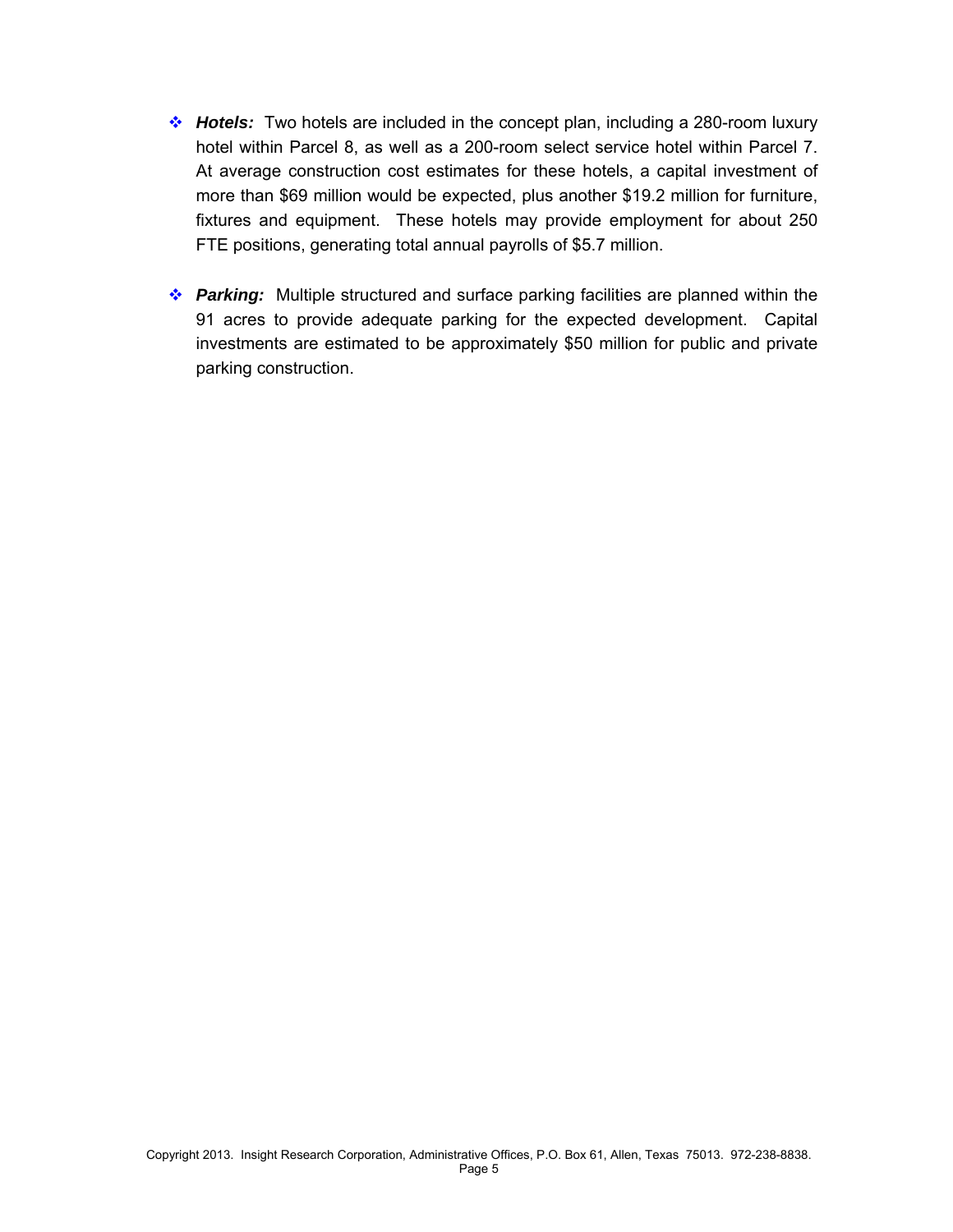- ***Hotels:*** Two hotels are included in the concept plan, including a 280-room luxury hotel within Parcel 8, as well as a 200-room select service hotel within Parcel 7. At average construction cost estimates for these hotels, a capital investment of more than $69 million would be expected, plus another $19.2 million for furniture, fixtures and equipment. These hotels may provide employment for about 250 FTE positions, generating total annual payrolls of $5.7 million.

- ***Parking:*** Multiple structured and surface parking facilities are planned within the 91 acres to provide adequate parking for the expected development. Capital investments are estimated to be approximately $50 million for public and private parking construction.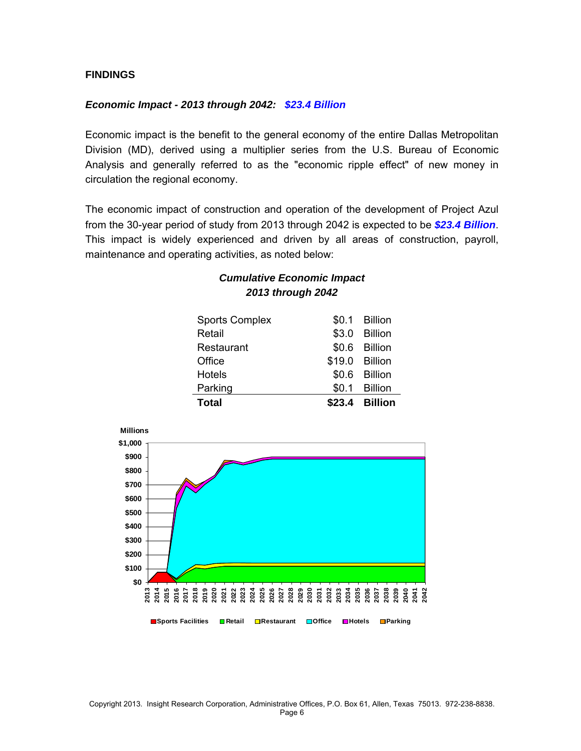## FINDINGS

### *Economic Impact - 2013 through 2042: $23.4 Billion*

Economic impact is the benefit to the general economy of the entire Dallas Metropolitan Division (MD), derived using a multiplier series from the U.S. Bureau of Economic Analysis and generally referred to as the "economic ripple effect" of new money in circulation the regional economy.

The economic impact of construction and operation of the development of Project Azul from the 30-year period of study from 2013 through 2042 is expected to be ***$23.4 Billion***. This impact is widely experienced and driven by all areas of construction, payroll, maintenance and operating activities, as noted below:

***Cumulative Economic Impact***
***2013 through 2042***

| | | |
|---|---|---|
| Sports Complex | $0.1 | Billion |
| Retail | $3.0 | Billion |
| Restaurant | $0.6 | Billion |
| Office | $19.0 | Billion |
| Hotels | $0.6 | Billion |
| Parking | $0.1 | Billion |
| **Total** | **$23.4** | **Billion** |

Millions

Sports Facilities | Retail | Restaurant | Office | Hotels | Parking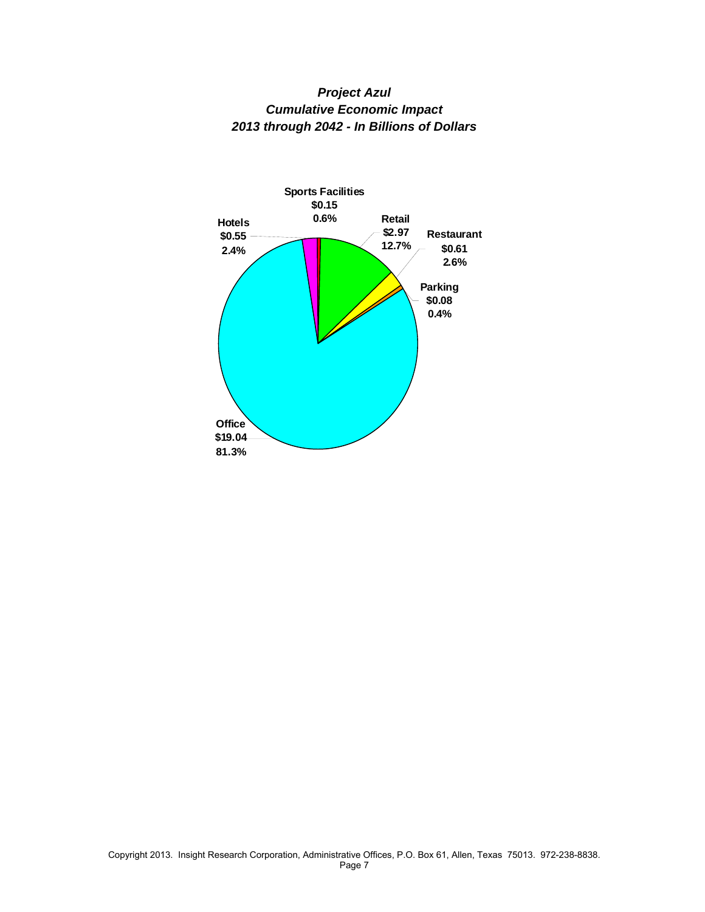***Project Azul***
***Cumulative Economic Impact***
***2013 through 2042 - In Billions of Dollars***

**Sports Facilities**
**$0.15**
**0.6%**

**Hotels**
**$0.55**
**2.4%**

**Retail**
**$2.97**
**12.7%**

**Restaurant**
**$0.61**
**2.6%**

**Parking**
**$0.08**
**0.4%**

**Office**
**$19.04**
**81.3%**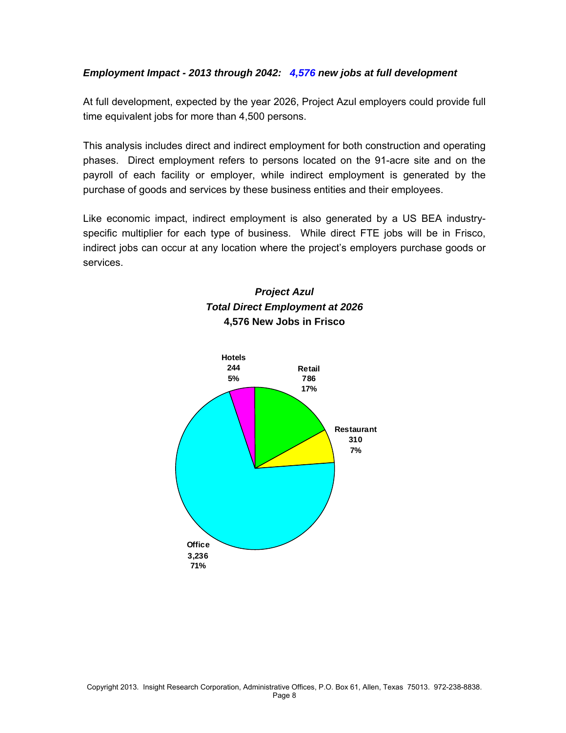***Employment Impact - 2013 through 2042: 4,576 new jobs at full development***

At full development, expected by the year 2026, Project Azul employers could provide full time equivalent jobs for more than 4,500 persons.

This analysis includes direct and indirect employment for both construction and operating phases. Direct employment refers to persons located on the 91-acre site and on the payroll of each facility or employer, while indirect employment is generated by the purchase of goods and services by these business entities and their employees.

Like economic impact, indirect employment is also generated by a US BEA industry-specific multiplier for each type of business. While direct FTE jobs will be in Frisco, indirect jobs can occur at any location where the project's employers purchase goods or services.

***Project Azul***
***Total Direct Employment at 2026***
**4,576 New Jobs in Frisco**

| Category | Jobs | Share |
|---|---|---|
| Hotels | 244 | 5% |
| Retail | 786 | 17% |
| Restaurant | 310 | 7% |
| Office | 3,236 | 71% |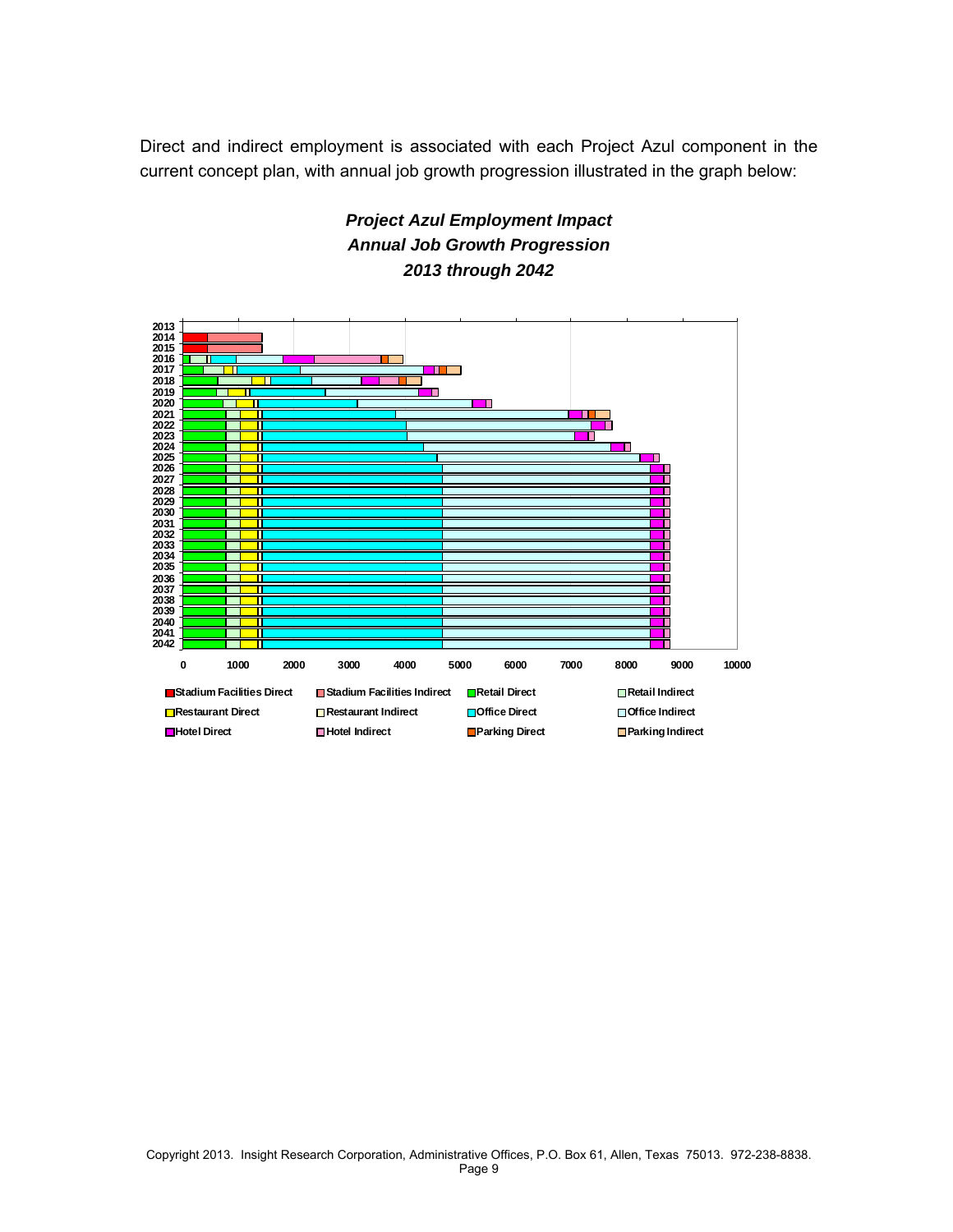Direct and indirect employment is associated with each Project Azul component in the current concept plan, with annual job growth progression illustrated in the graph below:

***Project Azul Employment Impact***
***Annual Job Growth Progression***
***2013 through 2042***

2013
2014
2015
2016
2017
2018
2019
2020
2021
2022
2023
2024
2025
2026
2027
2028
2029
2030
2031
2032
2033
2034
2035
2036
2037
2038
2039
2040
2041
2042

0 1000 2000 3000 4000 5000 6000 7000 8000 9000 10000

Stadium Facilities Direct | Stadium Facilities Indirect | Retail Direct | Retail Indirect
Restaurant Direct | Restaurant Indirect | Office Direct | Office Indirect
Hotel Direct | Hotel Indirect | Parking Direct | Parking Indirect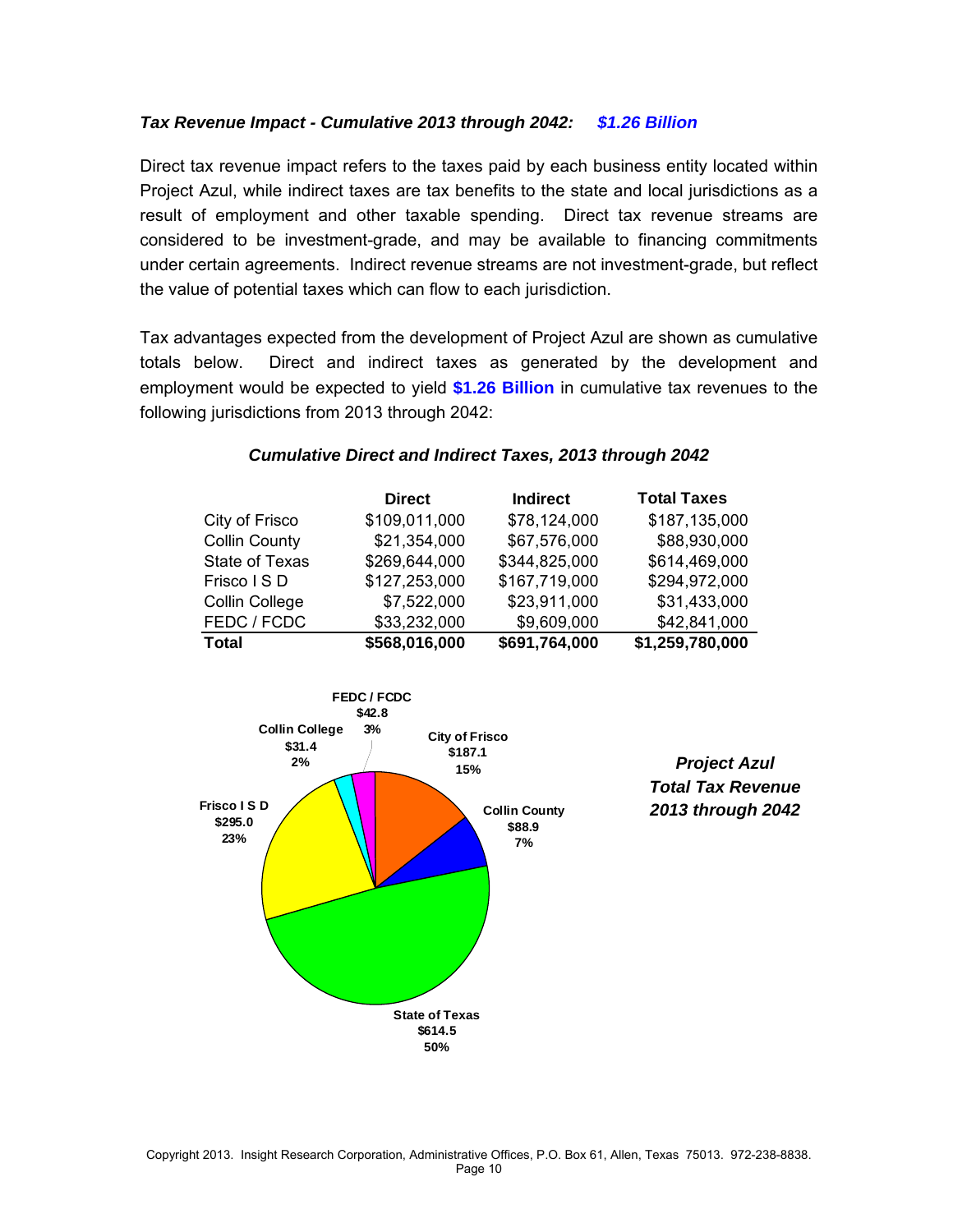***Tax Revenue Impact - Cumulative 2013 through 2042: $1.26 Billion***

Direct tax revenue impact refers to the taxes paid by each business entity located within Project Azul, while indirect taxes are tax benefits to the state and local jurisdictions as a result of employment and other taxable spending. Direct tax revenue streams are considered to be investment-grade, and may be available to financing commitments under certain agreements. Indirect revenue streams are not investment-grade, but reflect the value of potential taxes which can flow to each jurisdiction.

Tax advantages expected from the development of Project Azul are shown as cumulative totals below. Direct and indirect taxes as generated by the development and employment would be expected to yield **$1.26 Billion** in cumulative tax revenues to the following jurisdictions from 2013 through 2042:

***Cumulative Direct and Indirect Taxes, 2013 through 2042***

| | Direct | Indirect | Total Taxes |
|---|---|---|---|
| City of Frisco | $109,011,000 | $78,124,000 | $187,135,000 |
| Collin County | $21,354,000 | $67,576,000 | $88,930,000 |
| State of Texas | $269,644,000 | $344,825,000 | $614,469,000 |
| Frisco I S D | $127,253,000 | $167,719,000 | $294,972,000 |
| Collin College | $7,522,000 | $23,911,000 | $31,433,000 |
| FEDC / FCDC | $33,232,000 | $9,609,000 | $42,841,000 |
| **Total** | **$568,016,000** | **$691,764,000** | **$1,259,780,000** |

***Project Azul Total Tax Revenue 2013 through 2042***

| Jurisdiction | Amount ($ Millions) | Share |
|---|---|---|
| City of Frisco | $187.1 | 15% |
| Collin County | $88.9 | 7% |
| State of Texas | $614.5 | 50% |
| Frisco I S D | $295.0 | 23% |
| Collin College | $31.4 | 2% |
| FEDC / FCDC | $42.8 | 3% |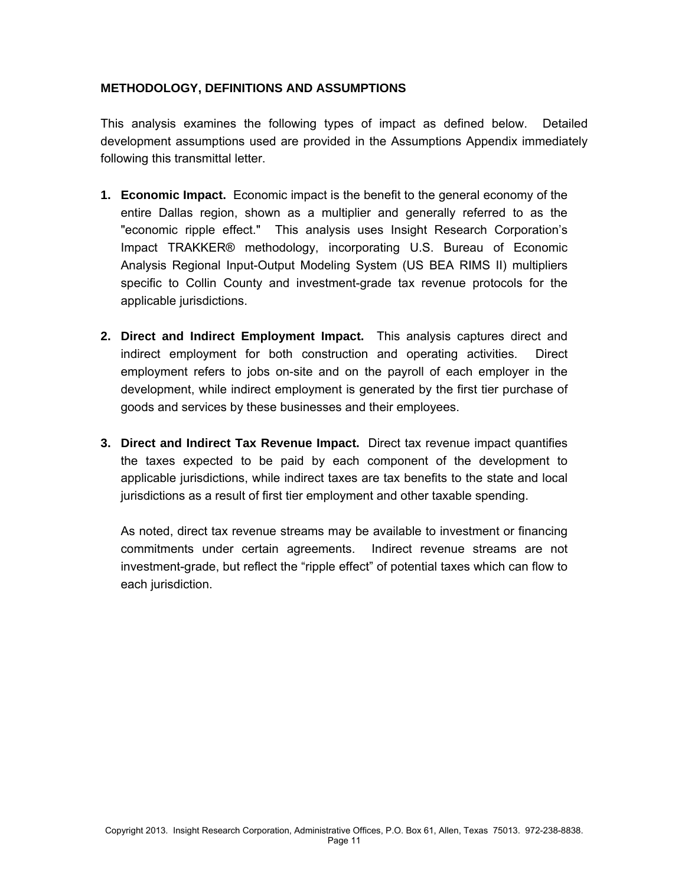## METHODOLOGY, DEFINITIONS AND ASSUMPTIONS

This analysis examines the following types of impact as defined below. Detailed development assumptions used are provided in the Assumptions Appendix immediately following this transmittal letter.

1. **Economic Impact.** Economic impact is the benefit to the general economy of the entire Dallas region, shown as a multiplier and generally referred to as the "economic ripple effect." This analysis uses Insight Research Corporation's Impact TRAKKER® methodology, incorporating U.S. Bureau of Economic Analysis Regional Input-Output Modeling System (US BEA RIMS II) multipliers specific to Collin County and investment-grade tax revenue protocols for the applicable jurisdictions.

2. **Direct and Indirect Employment Impact.** This analysis captures direct and indirect employment for both construction and operating activities. Direct employment refers to jobs on-site and on the payroll of each employer in the development, while indirect employment is generated by the first tier purchase of goods and services by these businesses and their employees.

3. **Direct and Indirect Tax Revenue Impact.** Direct tax revenue impact quantifies the taxes expected to be paid by each component of the development to applicable jurisdictions, while indirect taxes are tax benefits to the state and local jurisdictions as a result of first tier employment and other taxable spending.

   As noted, direct tax revenue streams may be available to investment or financing commitments under certain agreements. Indirect revenue streams are not investment-grade, but reflect the "ripple effect" of potential taxes which can flow to each jurisdiction.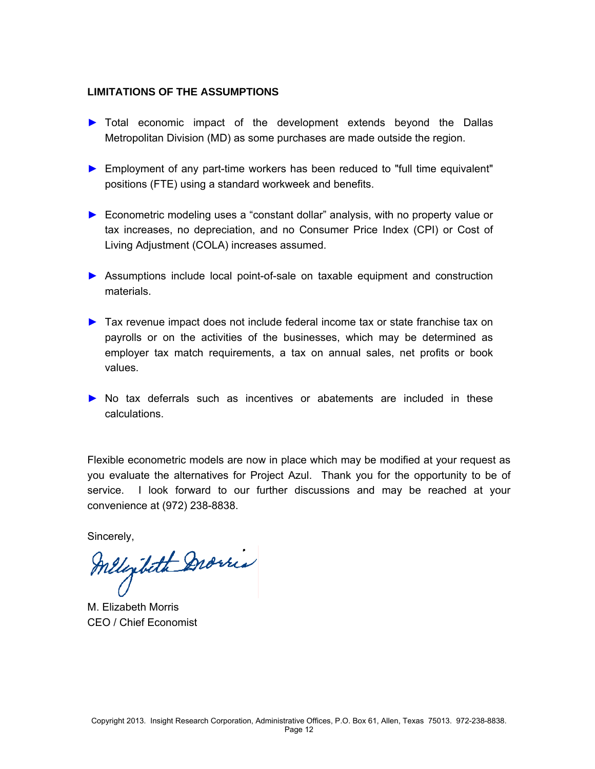**LIMITATIONS OF THE ASSUMPTIONS**

- ► Total economic impact of the development extends beyond the Dallas Metropolitan Division (MD) as some purchases are made outside the region.
- ► Employment of any part-time workers has been reduced to "full time equivalent" positions (FTE) using a standard workweek and benefits.
- ► Econometric modeling uses a "constant dollar" analysis, with no property value or tax increases, no depreciation, and no Consumer Price Index (CPI) or Cost of Living Adjustment (COLA) increases assumed.
- ► Assumptions include local point-of-sale on taxable equipment and construction materials.
- ► Tax revenue impact does not include federal income tax or state franchise tax on payrolls or on the activities of the businesses, which may be determined as employer tax match requirements, a tax on annual sales, net profits or book values.
- ► No tax deferrals such as incentives or abatements are included in these calculations.

Flexible econometric models are now in place which may be modified at your request as you evaluate the alternatives for Project Azul. Thank you for the opportunity to be of service. I look forward to our further discussions and may be reached at your convenience at (972) 238-8838.

Sincerely,

M. Elizabeth Morris
CEO / Chief Economist

Copyright 2013. Insight Research Corporation, Administrative Offices, P.O. Box 61, Allen, Texas 75013. 972-238-8838.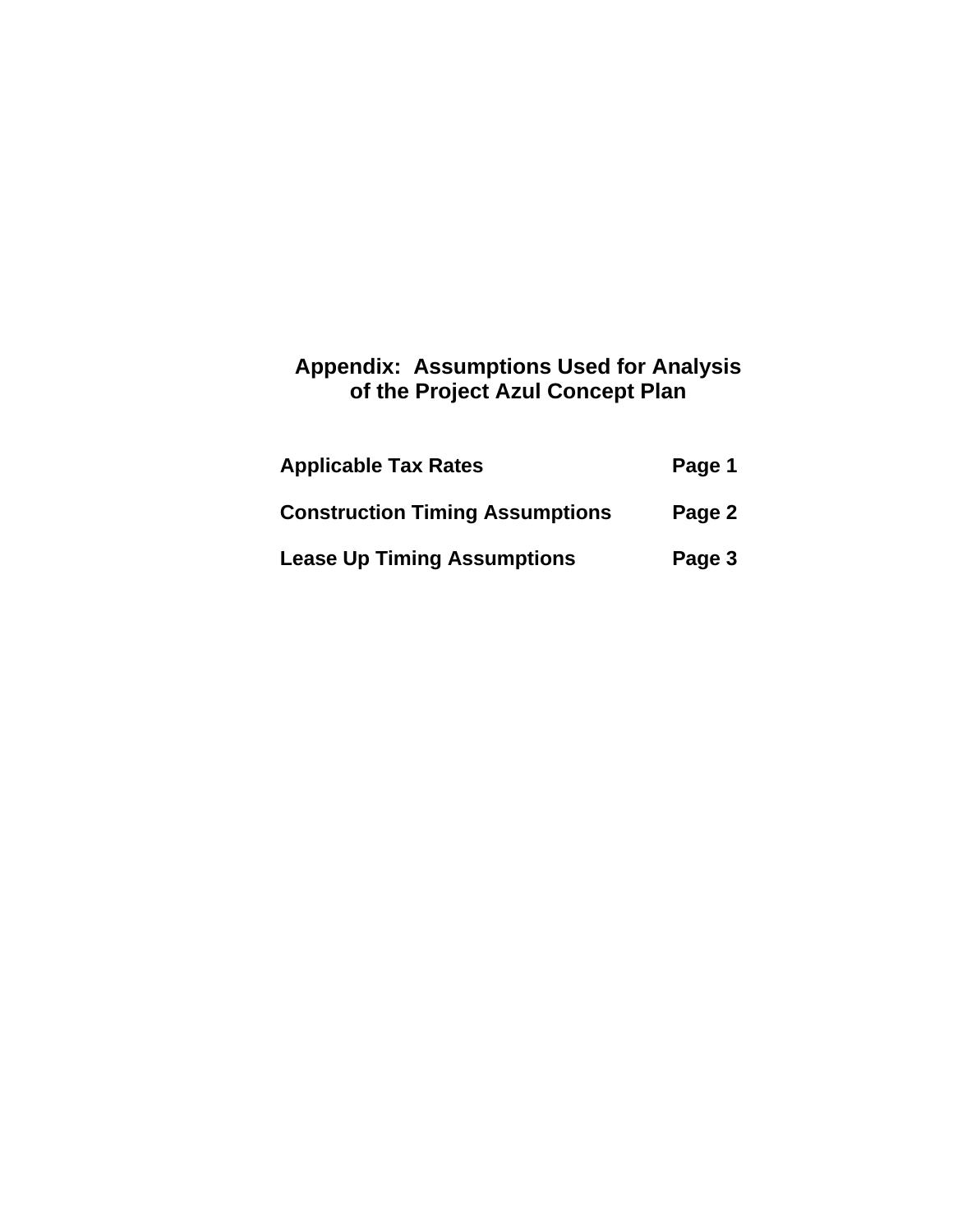# Appendix: Assumptions Used for Analysis of the Project Azul Concept Plan

| | |
|---|---|
| **Applicable Tax Rates** | **Page 1** |
| **Construction Timing Assumptions** | **Page 2** |
| **Lease Up Timing Assumptions** | **Page 3** |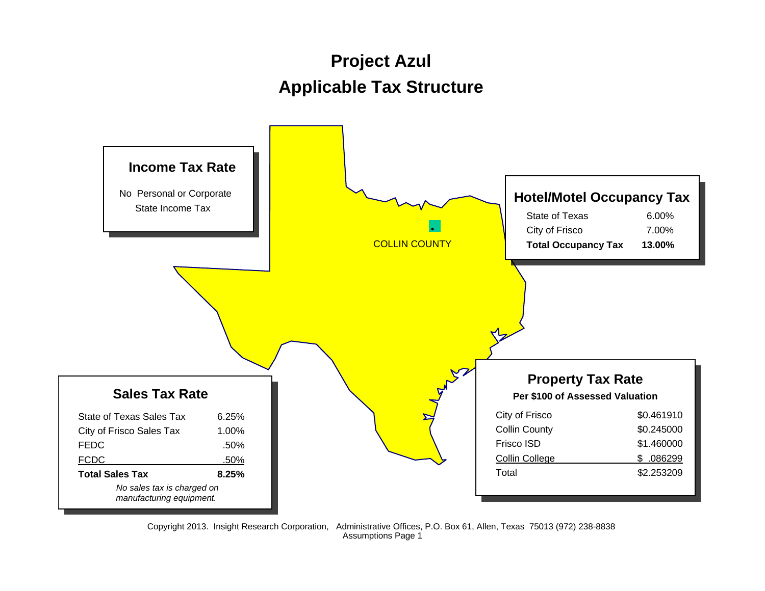# Project Azul
## Applicable Tax Structure

### Income Tax Rate

No Personal or Corporate State Income Tax

COLLIN COUNTY

### Hotel/Motel Occupancy Tax

| | |
|---|---|
| State of Texas | 6.00% |
| City of Frisco | 7.00% |
| **Total Occupancy Tax** | **13.00%** |

### Sales Tax Rate

| | |
|---|---|
| State of Texas Sales Tax | 6.25% |
| City of Frisco Sales Tax | 1.00% |
| FEDC | .50% |
| FCDC | .50% |
| **Total Sales Tax** | **8.25%** |

*No sales tax is charged on manufacturing equipment.*

### Property Tax Rate

**Per $100 of Assessed Valuation**

| | |
|---|---|
| City of Frisco | $0.461910 |
| Collin County | $0.245000 |
| Frisco ISD | $1.460000 |
| Collin College | $ .086299 |
| Total | $2.253209 |

Copyright 2013. Insight Research Corporation, Administrative Offices, P.O. Box 61, Allen, Texas 75013 (972) 238-8838
Assumptions Page 1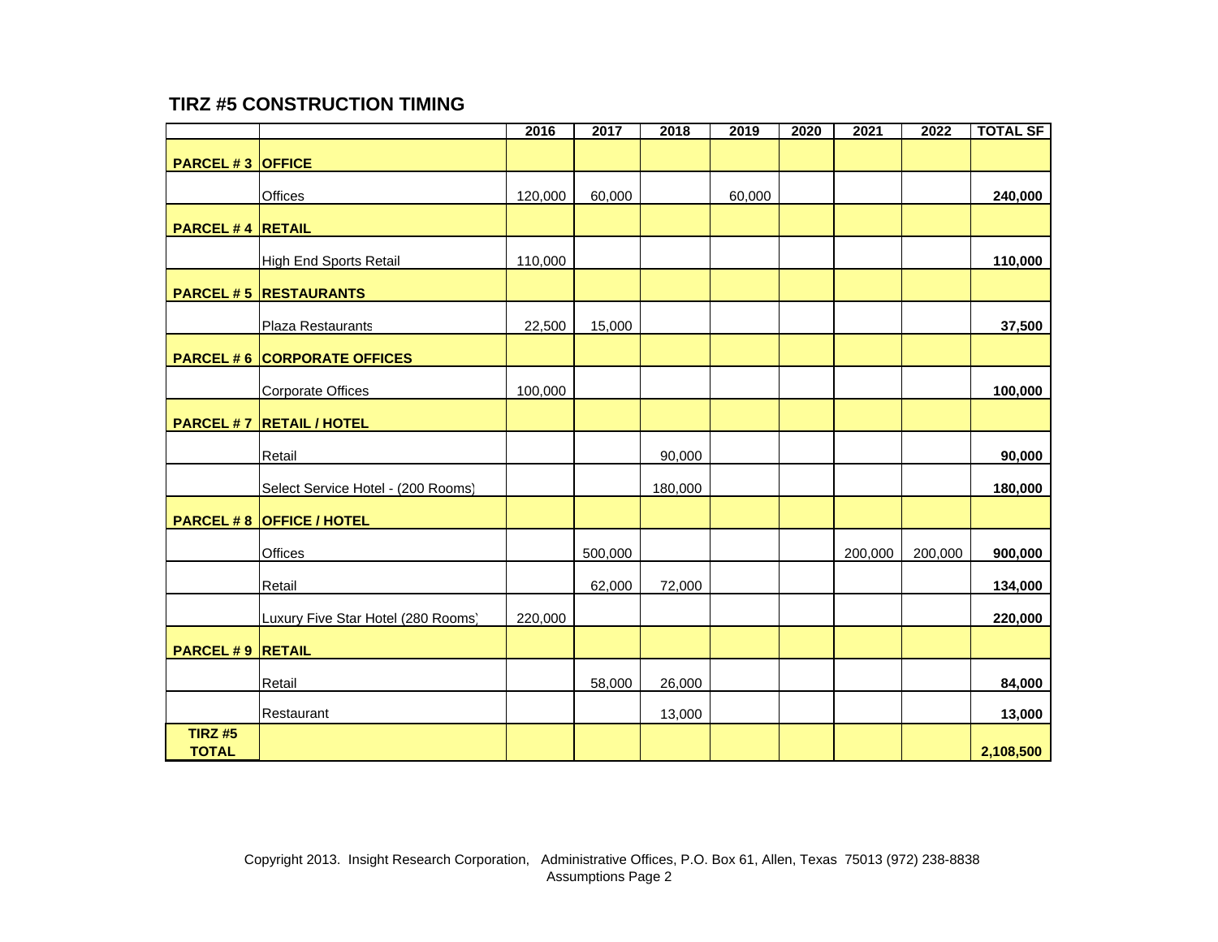## TIRZ #5 CONSTRUCTION TIMING

| | | 2016 | 2017 | 2018 | 2019 | 2020 | 2021 | 2022 | TOTAL SF |
|---|---|---|---|---|---|---|---|---|---|
| **PARCEL # 3** | **OFFICE** | | | | | | | | |
| | Offices | 120,000 | 60,000 | | 60,000 | | | | **240,000** |
| **PARCEL # 4** | **RETAIL** | | | | | | | | |
| | High End Sports Retail | 110,000 | | | | | | | **110,000** |
| **PARCEL # 5** | **RESTAURANTS** | | | | | | | | |
| | Plaza Restaurants | 22,500 | 15,000 | | | | | | **37,500** |
| **PARCEL # 6** | **CORPORATE OFFICES** | | | | | | | | |
| | Corporate Offices | 100,000 | | | | | | | **100,000** |
| **PARCEL # 7** | **RETAIL / HOTEL** | | | | | | | | |
| | Retail | | | 90,000 | | | | | **90,000** |
| | Select Service Hotel - (200 Rooms) | | | 180,000 | | | | | **180,000** |
| **PARCEL # 8** | **OFFICE / HOTEL** | | | | | | | | |
| | Offices | | 500,000 | | | | 200,000 | 200,000 | **900,000** |
| | Retail | | 62,000 | 72,000 | | | | | **134,000** |
| | Luxury Five Star Hotel (280 Rooms) | 220,000 | | | | | | | **220,000** |
| **PARCEL # 9** | **RETAIL** | | | | | | | | |
| | Retail | | 58,000 | 26,000 | | | | | **84,000** |
| | Restaurant | | | 13,000 | | | | | **13,000** |
| **TIRZ #5 TOTAL** | | | | | | | | | **2,108,500** |

Copyright 2013. Insight Research Corporation, Administrative Offices, P.O. Box 61, Allen, Texas 75013 (972) 238-8838
Assumptions Page 2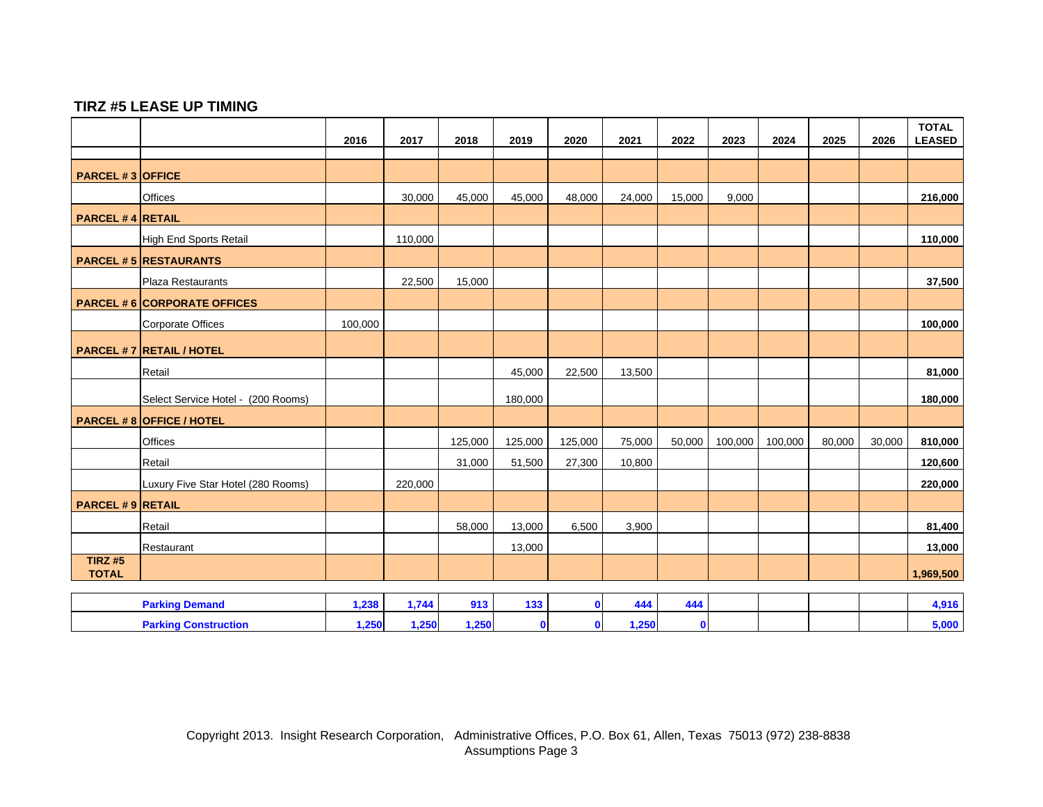## TIRZ #5 LEASE UP TIMING

| | | 2016 | 2017 | 2018 | 2019 | 2020 | 2021 | 2022 | 2023 | 2024 | 2025 | 2026 | TOTAL LEASED |
|---|---|---|---|---|---|---|---|---|---|---|---|---|---|
| **PARCEL # 3** | **OFFICE** | | | | | | | | | | | | |
| | Offices | | 30,000 | 45,000 | 45,000 | 48,000 | 24,000 | 15,000 | 9,000 | | | | **216,000** |
| **PARCEL # 4** | **RETAIL** | | | | | | | | | | | | |
| | High End Sports Retail | | 110,000 | | | | | | | | | | **110,000** |
| **PARCEL # 5** | **RESTAURANTS** | | | | | | | | | | | | |
| | Plaza Restaurants | | 22,500 | 15,000 | | | | | | | | | **37,500** |
| **PARCEL # 6** | **CORPORATE OFFICES** | | | | | | | | | | | | |
| | Corporate Offices | 100,000 | | | | | | | | | | | **100,000** |
| **PARCEL # 7** | **RETAIL / HOTEL** | | | | | | | | | | | | |
| | Retail | | | | 45,000 | 22,500 | 13,500 | | | | | | **81,000** |
| | Select Service Hotel - (200 Rooms) | | | | 180,000 | | | | | | | | **180,000** |
| **PARCEL # 8** | **OFFICE / HOTEL** | | | | | | | | | | | | |
| | Offices | | | 125,000 | 125,000 | 125,000 | 75,000 | 50,000 | 100,000 | 100,000 | 80,000 | 30,000 | **810,000** |
| | Retail | | | 31,000 | 51,500 | 27,300 | 10,800 | | | | | | **120,600** |
| | Luxury Five Star Hotel (280 Rooms) | | 220,000 | | | | | | | | | | **220,000** |
| **PARCEL # 9** | **RETAIL** | | | | | | | | | | | | |
| | Retail | | | 58,000 | 13,000 | 6,500 | 3,900 | | | | | | **81,400** |
| | Restaurant | | | | 13,000 | | | | | | | | **13,000** |
| **TIRZ #5 TOTAL** | | | | | | | | | | | | | **1,969,500** |
| | **Parking Demand** | **1,238** | **1,744** | **913** | **133** | **0** | **444** | **444** | | | | | **4,916** |
| | **Parking Construction** | **1,250** | **1,250** | **1,250** | **0** | **0** | **1,250** | **0** | | | | | **5,000** |

Copyright 2013. Insight Research Corporation, Administrative Offices, P.O. Box 61, Allen, Texas 75013 (972) 238-8838
Assumptions Page 3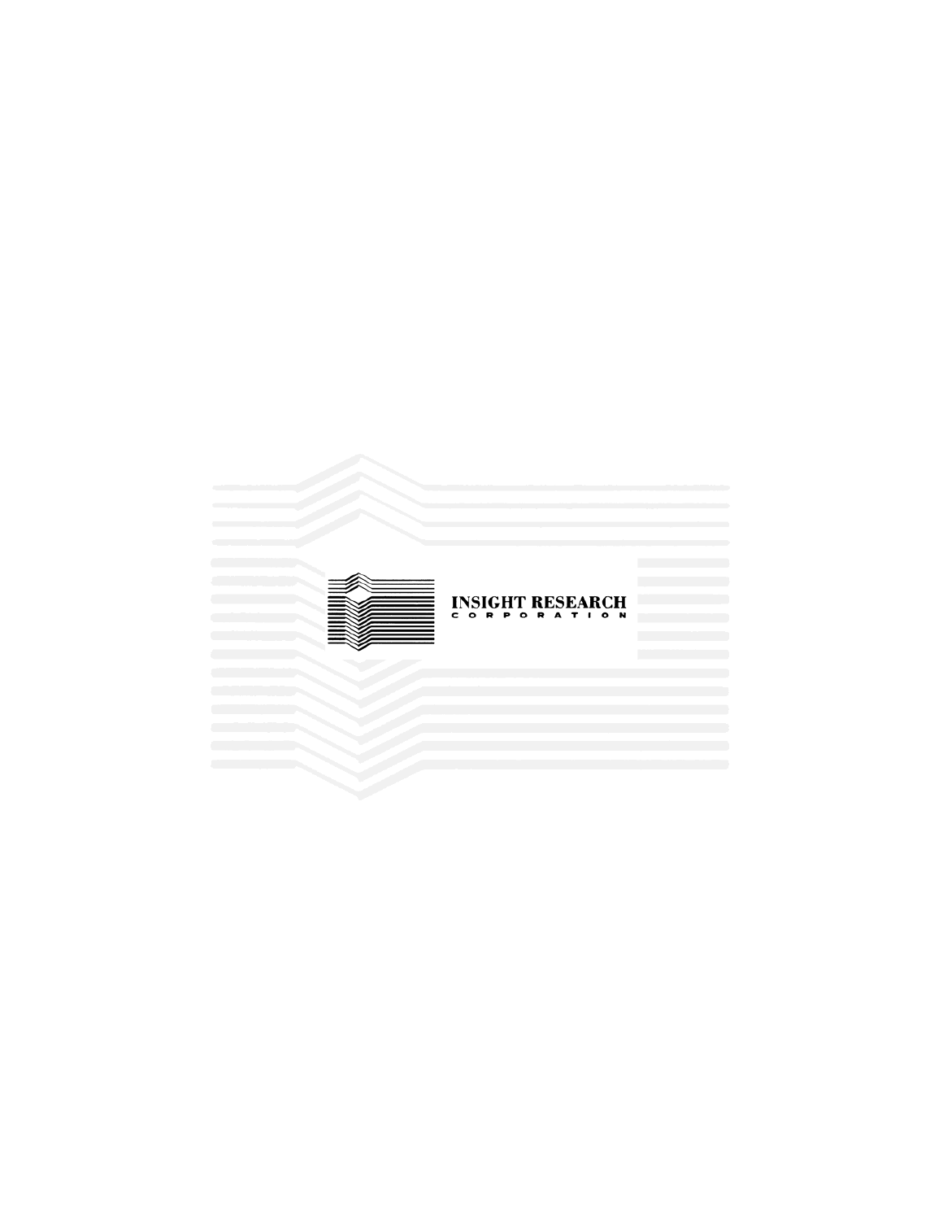INSIGHT RESEARCH

CORPORATION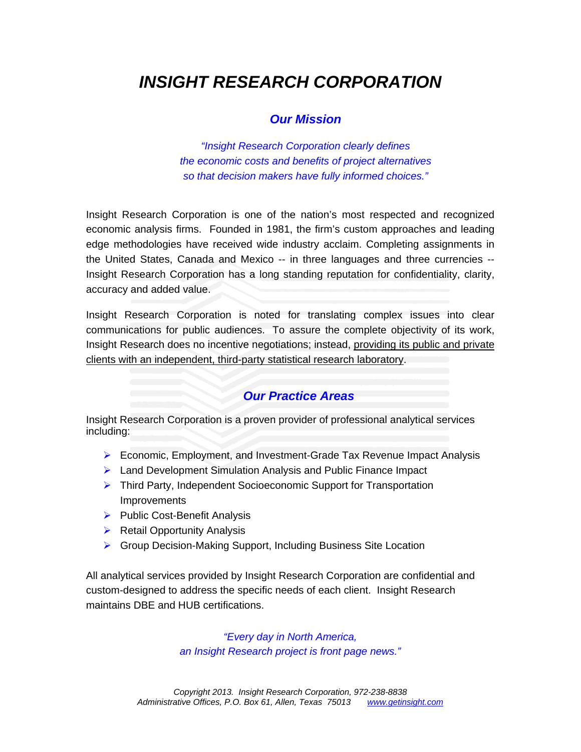# *INSIGHT RESEARCH CORPORATION*

## *Our Mission*

*"Insight Research Corporation clearly defines*
*the economic costs and benefits of project alternatives*
*so that decision makers have fully informed choices."*

Insight Research Corporation is one of the nation's most respected and recognized economic analysis firms. Founded in 1981, the firm's custom approaches and leading edge methodologies have received wide industry acclaim. Completing assignments in the United States, Canada and Mexico -- in three languages and three currencies -- Insight Research Corporation has a long standing reputation for confidentiality, clarity, accuracy and added value.

Insight Research Corporation is noted for translating complex issues into clear communications for public audiences. To assure the complete objectivity of its work, Insight Research does no incentive negotiations; instead, <u>providing its public and private clients with an independent, third-party statistical research laboratory</u>.

## *Our Practice Areas*

Insight Research Corporation is a proven provider of professional analytical services including:

- Economic, Employment, and Investment-Grade Tax Revenue Impact Analysis
- Land Development Simulation Analysis and Public Finance Impact
- Third Party, Independent Socioeconomic Support for Transportation Improvements
- Public Cost-Benefit Analysis
- Retail Opportunity Analysis
- Group Decision-Making Support, Including Business Site Location

All analytical services provided by Insight Research Corporation are confidential and custom-designed to address the specific needs of each client. Insight Research maintains DBE and HUB certifications.

*"Every day in North America,*
*an Insight Research project is front page news."*

*Copyright 2013. Insight Research Corporation, 972-238-8838*
*Administrative Offices, P.O. Box 61, Allen, Texas 75013 www.getinsight.com*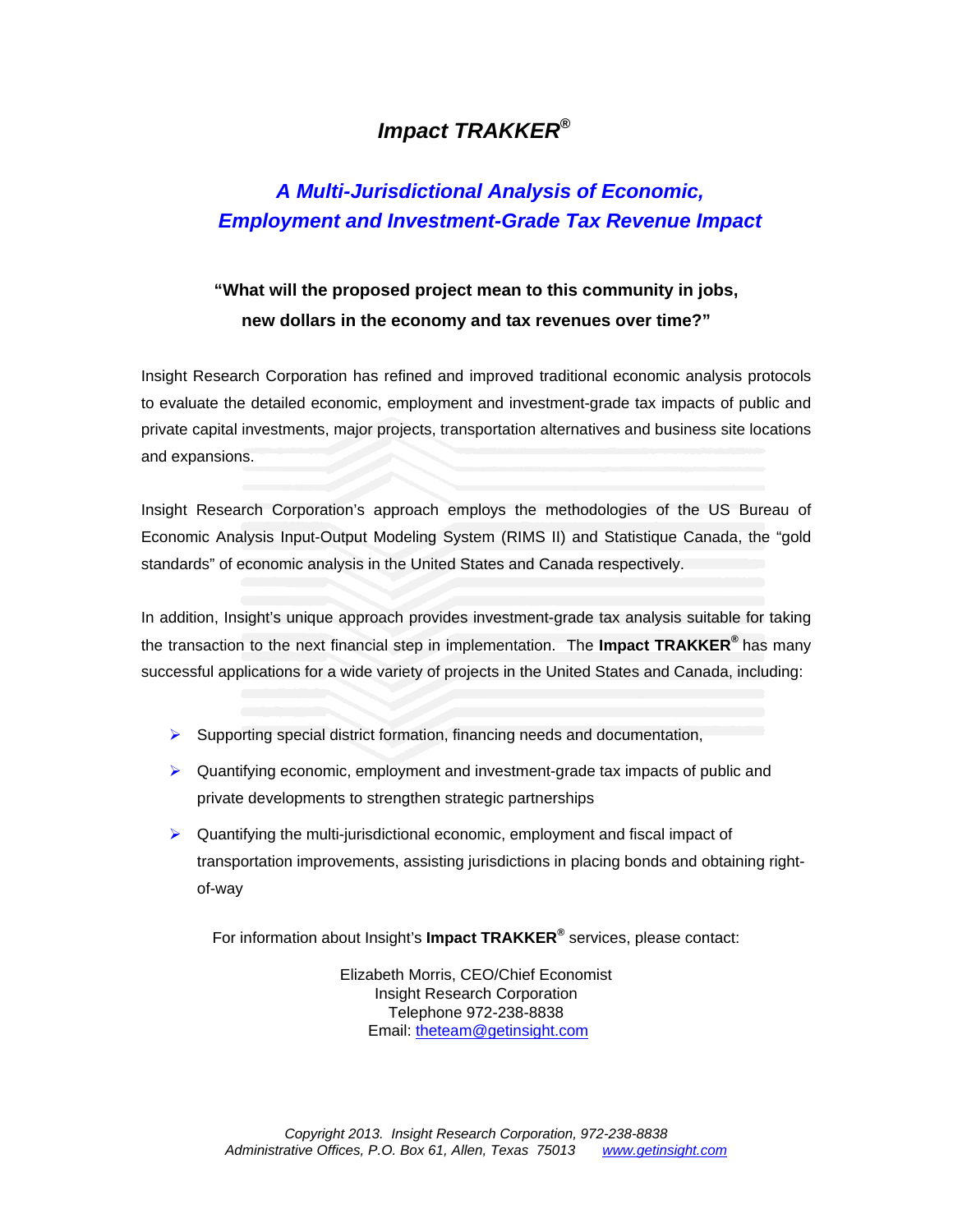# *Impact TRAKKER®*

## *A Multi-Jurisdictional Analysis of Economic, Employment and Investment-Grade Tax Revenue Impact*

**"What will the proposed project mean to this community in jobs, new dollars in the economy and tax revenues over time?"**

Insight Research Corporation has refined and improved traditional economic analysis protocols to evaluate the detailed economic, employment and investment-grade tax impacts of public and private capital investments, major projects, transportation alternatives and business site locations and expansions.

Insight Research Corporation's approach employs the methodologies of the US Bureau of Economic Analysis Input-Output Modeling System (RIMS II) and Statistique Canada, the "gold standards" of economic analysis in the United States and Canada respectively.

In addition, Insight's unique approach provides investment-grade tax analysis suitable for taking the transaction to the next financial step in implementation. The **Impact TRAKKER®** has many successful applications for a wide variety of projects in the United States and Canada, including:

- Supporting special district formation, financing needs and documentation,
- Quantifying economic, employment and investment-grade tax impacts of public and private developments to strengthen strategic partnerships
- Quantifying the multi-jurisdictional economic, employment and fiscal impact of transportation improvements, assisting jurisdictions in placing bonds and obtaining right-of-way

For information about Insight's **Impact TRAKKER®** services, please contact:

Elizabeth Morris, CEO/Chief Economist
Insight Research Corporation
Telephone 972-238-8838
Email: theteam@getinsight.com

*Copyright 2013. Insight Research Corporation, 972-238-8838*
*Administrative Offices, P.O. Box 61, Allen, Texas 75013 www.getinsight.com*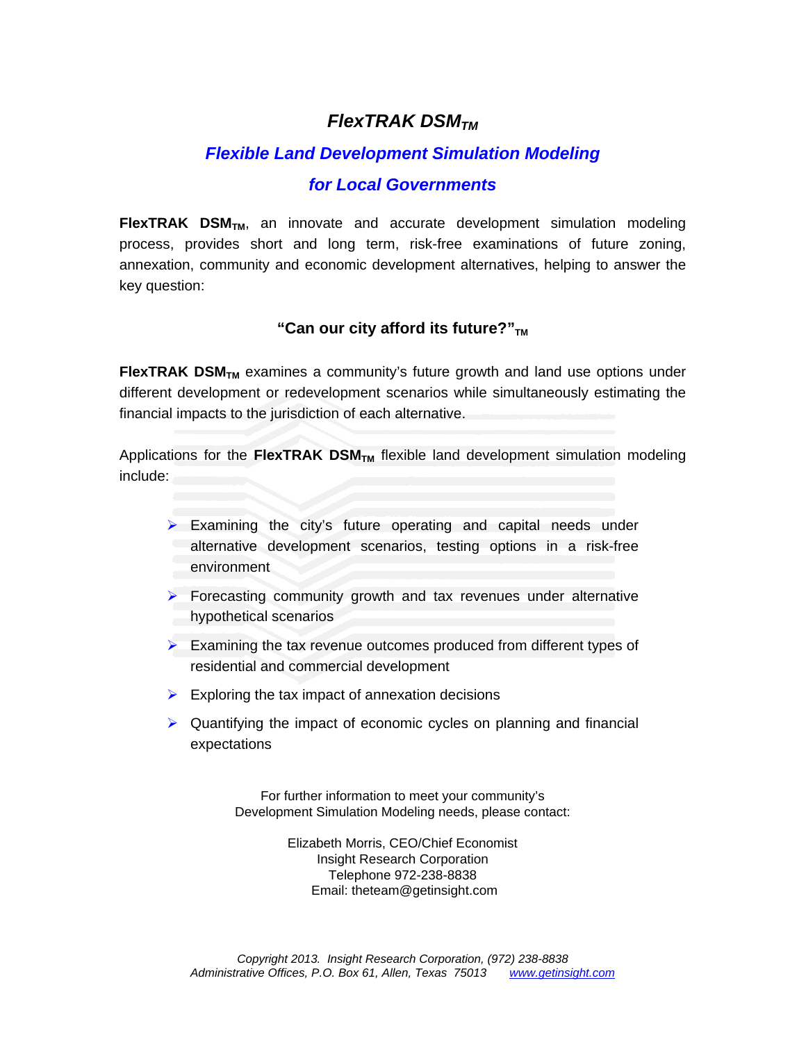# *FlexTRAK DSM$_{TM}$*

## *Flexible Land Development Simulation Modeling for Local Governments*

**FlexTRAK DSM$_{TM}$**, an innovate and accurate development simulation modeling process, provides short and long term, risk-free examinations of future zoning, annexation, community and economic development alternatives, helping to answer the key question:

**"Can our city afford its future?"$_{TM}$**

**FlexTRAK DSM$_{TM}$** examines a community's future growth and land use options under different development or redevelopment scenarios while simultaneously estimating the financial impacts to the jurisdiction of each alternative.

Applications for the **FlexTRAK DSM$_{TM}$** flexible land development simulation modeling include:

- Examining the city's future operating and capital needs under alternative development scenarios, testing options in a risk-free environment
- Forecasting community growth and tax revenues under alternative hypothetical scenarios
- Examining the tax revenue outcomes produced from different types of residential and commercial development
- Exploring the tax impact of annexation decisions
- Quantifying the impact of economic cycles on planning and financial expectations

For further information to meet your community's
Development Simulation Modeling needs, please contact:

Elizabeth Morris, CEO/Chief Economist
Insight Research Corporation
Telephone 972-238-8838
Email: theteam@getinsight.com

*Copyright 2013. Insight Research Corporation, (972) 238-8838*
*Administrative Offices, P.O. Box 61, Allen, Texas 75013 www.getinsight.com*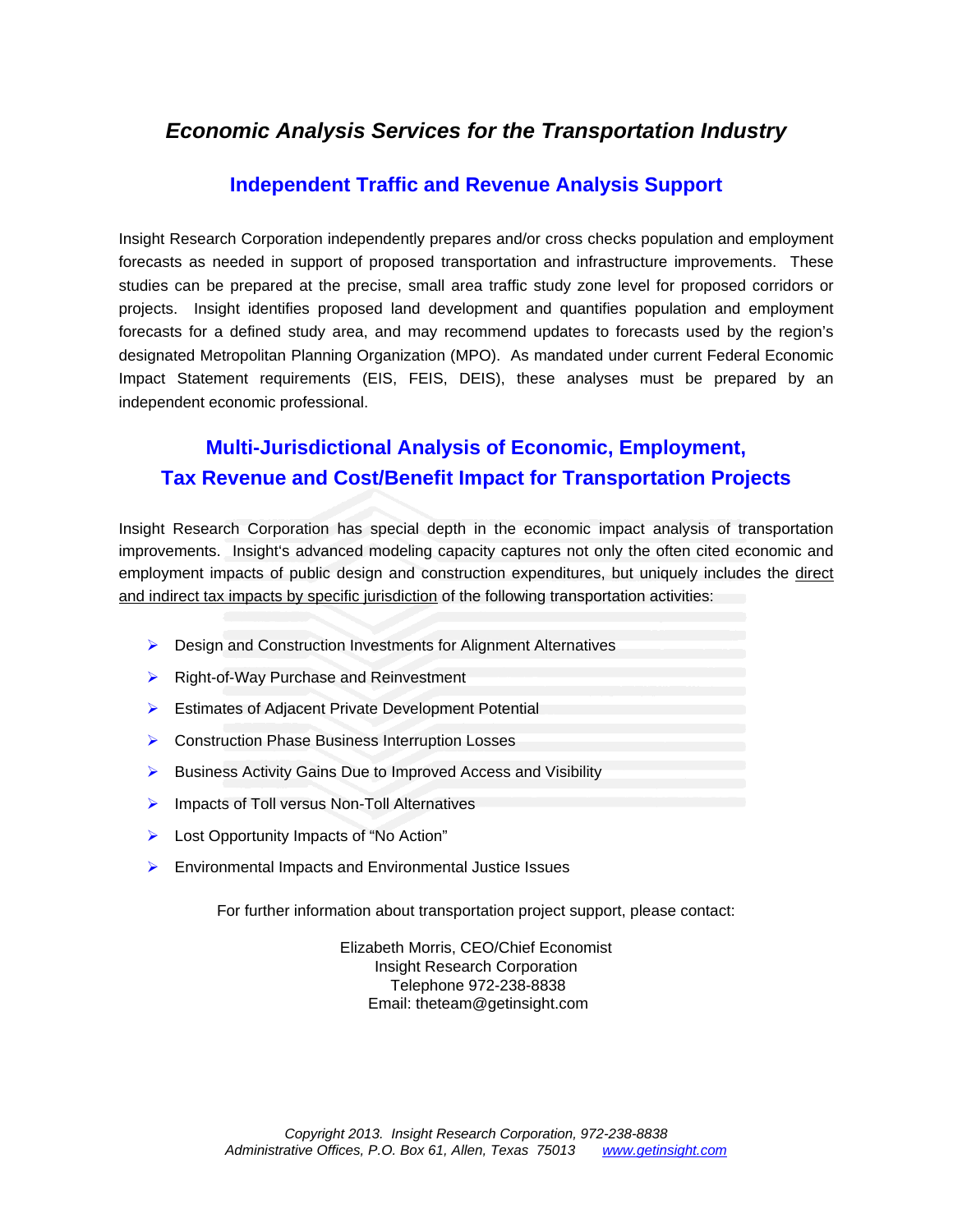# *Economic Analysis Services for the Transportation Industry*

## Independent Traffic and Revenue Analysis Support

Insight Research Corporation independently prepares and/or cross checks population and employment forecasts as needed in support of proposed transportation and infrastructure improvements. These studies can be prepared at the precise, small area traffic study zone level for proposed corridors or projects. Insight identifies proposed land development and quantifies population and employment forecasts for a defined study area, and may recommend updates to forecasts used by the region's designated Metropolitan Planning Organization (MPO). As mandated under current Federal Economic Impact Statement requirements (EIS, FEIS, DEIS), these analyses must be prepared by an independent economic professional.

## Multi-Jurisdictional Analysis of Economic, Employment, Tax Revenue and Cost/Benefit Impact for Transportation Projects

Insight Research Corporation has special depth in the economic impact analysis of transportation improvements. Insight's advanced modeling capacity captures not only the often cited economic and employment impacts of public design and construction expenditures, but uniquely includes the direct and indirect tax impacts by specific jurisdiction of the following transportation activities:

- Design and Construction Investments for Alignment Alternatives
- Right-of-Way Purchase and Reinvestment
- Estimates of Adjacent Private Development Potential
- Construction Phase Business Interruption Losses
- Business Activity Gains Due to Improved Access and Visibility
- Impacts of Toll versus Non-Toll Alternatives
- Lost Opportunity Impacts of "No Action"
- Environmental Impacts and Environmental Justice Issues

For further information about transportation project support, please contact:

Elizabeth Morris, CEO/Chief Economist
Insight Research Corporation
Telephone 972-238-8838
Email: theteam@getinsight.com

*Copyright 2013. Insight Research Corporation, 972-238-8838*
*Administrative Offices, P.O. Box 61, Allen, Texas 75013* www.getinsight.com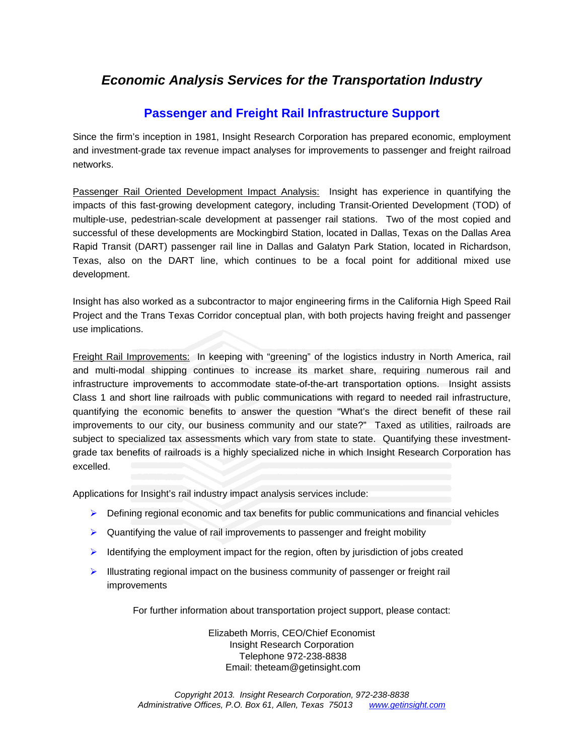# *Economic Analysis Services for the Transportation Industry*

## Passenger and Freight Rail Infrastructure Support

Since the firm's inception in 1981, Insight Research Corporation has prepared economic, employment and investment-grade tax revenue impact analyses for improvements to passenger and freight railroad networks.

Passenger Rail Oriented Development Impact Analysis: Insight has experience in quantifying the impacts of this fast-growing development category, including Transit-Oriented Development (TOD) of multiple-use, pedestrian-scale development at passenger rail stations. Two of the most copied and successful of these developments are Mockingbird Station, located in Dallas, Texas on the Dallas Area Rapid Transit (DART) passenger rail line in Dallas and Galatyn Park Station, located in Richardson, Texas, also on the DART line, which continues to be a focal point for additional mixed use development.

Insight has also worked as a subcontractor to major engineering firms in the California High Speed Rail Project and the Trans Texas Corridor conceptual plan, with both projects having freight and passenger use implications.

Freight Rail Improvements: In keeping with "greening" of the logistics industry in North America, rail and multi-modal shipping continues to increase its market share, requiring numerous rail and infrastructure improvements to accommodate state-of-the-art transportation options. Insight assists Class 1 and short line railroads with public communications with regard to needed rail infrastructure, quantifying the economic benefits to answer the question "What's the direct benefit of these rail improvements to our city, our business community and our state?" Taxed as utilities, railroads are subject to specialized tax assessments which vary from state to state. Quantifying these investment-grade tax benefits of railroads is a highly specialized niche in which Insight Research Corporation has excelled.

Applications for Insight's rail industry impact analysis services include:

- Defining regional economic and tax benefits for public communications and financial vehicles
- Quantifying the value of rail improvements to passenger and freight mobility
- Identifying the employment impact for the region, often by jurisdiction of jobs created
- Illustrating regional impact on the business community of passenger or freight rail improvements

For further information about transportation project support, please contact:

Elizabeth Morris, CEO/Chief Economist
Insight Research Corporation
Telephone 972-238-8838
Email: theteam@getinsight.com

*Copyright 2013. Insight Research Corporation, 972-238-8838*
*Administrative Offices, P.O. Box 61, Allen, Texas 75013* www.getinsight.com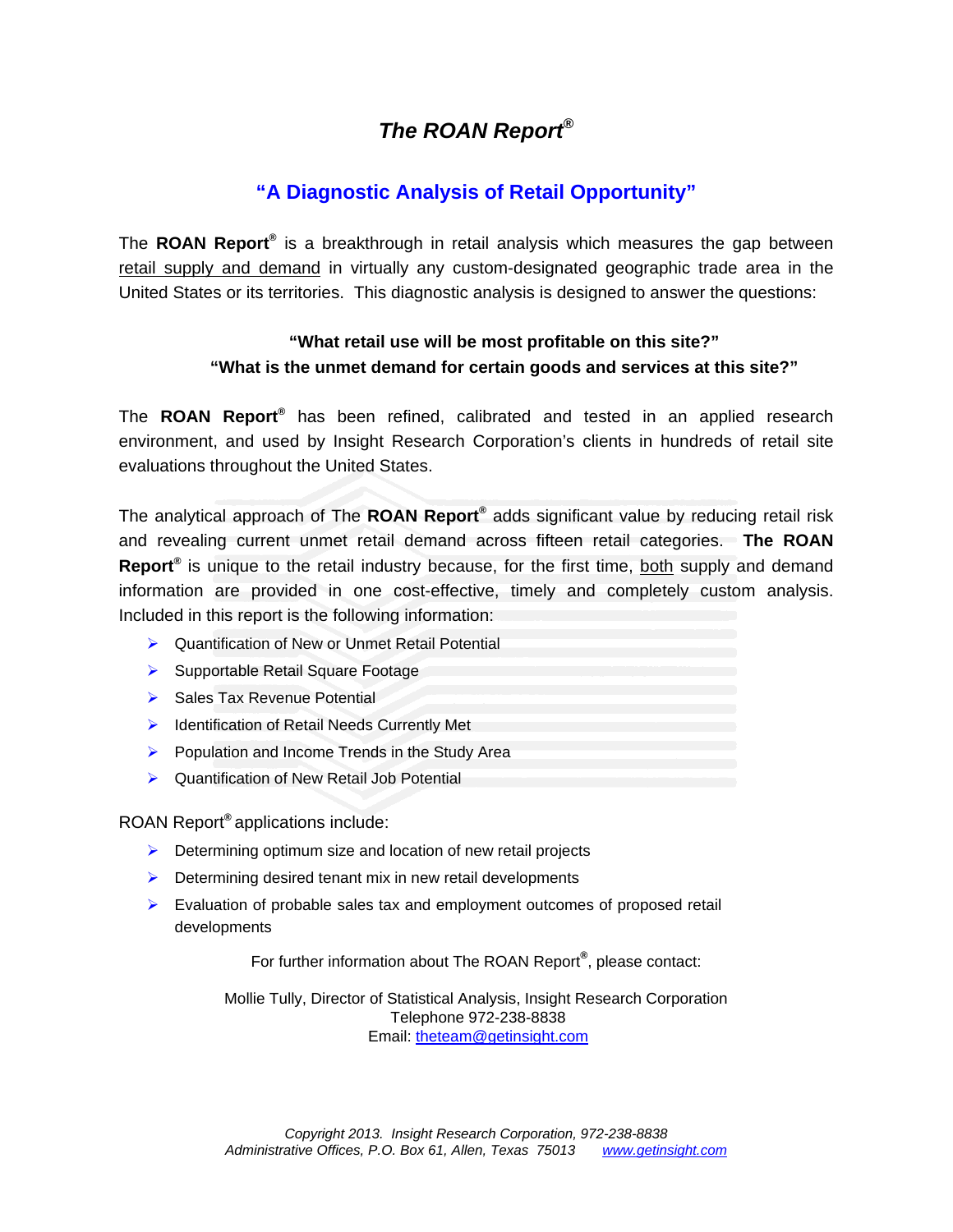# *The ROAN Report®*

## "A Diagnostic Analysis of Retail Opportunity"

The **ROAN Report®** is a breakthrough in retail analysis which measures the gap between retail supply and demand in virtually any custom-designated geographic trade area in the United States or its territories. This diagnostic analysis is designed to answer the questions:

**"What retail use will be most profitable on this site?"**
**"What is the unmet demand for certain goods and services at this site?"**

The **ROAN Report®** has been refined, calibrated and tested in an applied research environment, and used by Insight Research Corporation's clients in hundreds of retail site evaluations throughout the United States.

The analytical approach of The **ROAN Report®** adds significant value by reducing retail risk and revealing current unmet retail demand across fifteen retail categories. **The ROAN Report®** is unique to the retail industry because, for the first time, both supply and demand information are provided in one cost-effective, timely and completely custom analysis. Included in this report is the following information:

- Quantification of New or Unmet Retail Potential
- Supportable Retail Square Footage
- Sales Tax Revenue Potential
- Identification of Retail Needs Currently Met
- Population and Income Trends in the Study Area
- Quantification of New Retail Job Potential

ROAN Report® applications include:

- Determining optimum size and location of new retail projects
- Determining desired tenant mix in new retail developments
- Evaluation of probable sales tax and employment outcomes of proposed retail developments

For further information about The ROAN Report®, please contact:

Mollie Tully, Director of Statistical Analysis, Insight Research Corporation
Telephone 972-238-8838
Email: theteam@getinsight.com

*Copyright 2013. Insight Research Corporation, 972-238-8838*
*Administrative Offices, P.O. Box 61, Allen, Texas 75013 www.getinsight.com*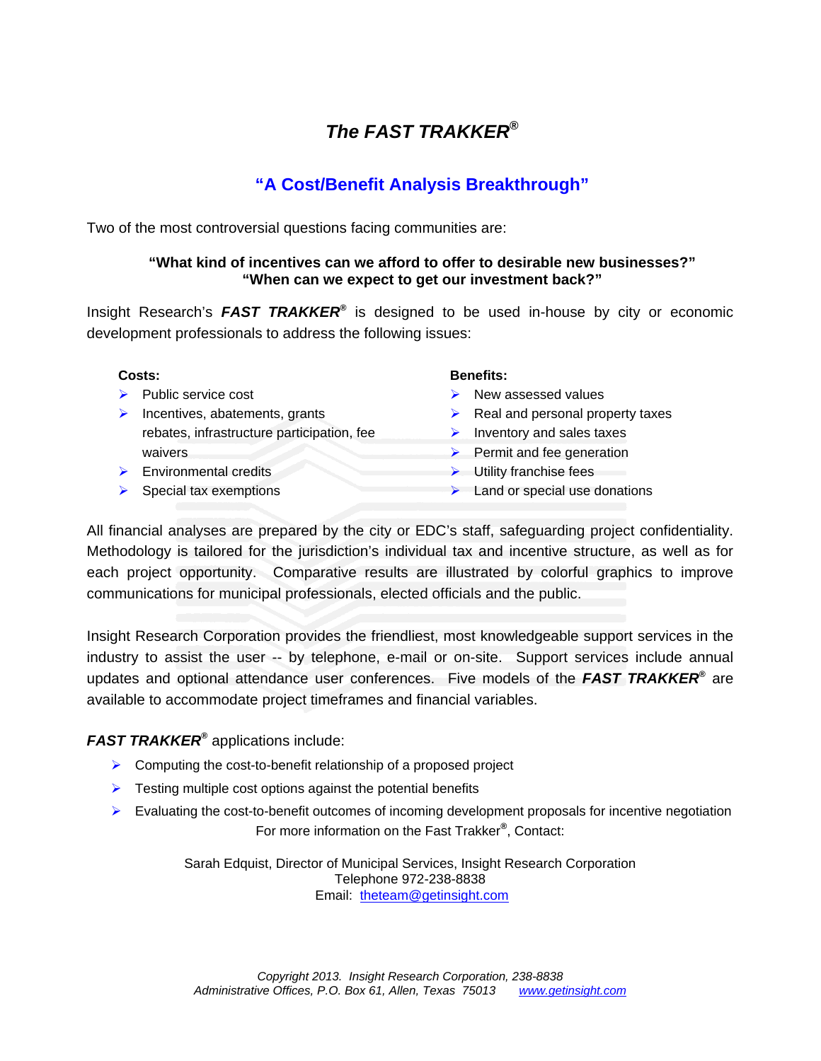# *The FAST TRAKKER®*

## "A Cost/Benefit Analysis Breakthrough"

Two of the most controversial questions facing communities are:

**"What kind of incentives can we afford to offer to desirable new businesses?"**
**"When can we expect to get our investment back?"**

Insight Research's ***FAST TRAKKER®*** is designed to be used in-house by city or economic development professionals to address the following issues:

**Costs:**
- Public service cost
- Incentives, abatements, grants rebates, infrastructure participation, fee waivers
- Environmental credits
- Special tax exemptions

**Benefits:**
- New assessed values
- Real and personal property taxes
- Inventory and sales taxes
- Permit and fee generation
- Utility franchise fees
- Land or special use donations

All financial analyses are prepared by the city or EDC's staff, safeguarding project confidentiality. Methodology is tailored for the jurisdiction's individual tax and incentive structure, as well as for each project opportunity. Comparative results are illustrated by colorful graphics to improve communications for municipal professionals, elected officials and the public.

Insight Research Corporation provides the friendliest, most knowledgeable support services in the industry to assist the user -- by telephone, e-mail or on-site. Support services include annual updates and optional attendance user conferences. Five models of the ***FAST TRAKKER®*** are available to accommodate project timeframes and financial variables.

***FAST TRAKKER®*** applications include:

- Computing the cost-to-benefit relationship of a proposed project
- Testing multiple cost options against the potential benefits
- Evaluating the cost-to-benefit outcomes of incoming development proposals for incentive negotiation

For more information on the Fast Trakker®, Contact:

Sarah Edquist, Director of Municipal Services, Insight Research Corporation
Telephone 972-238-8838
Email: theteam@getinsight.com

*Copyright 2013. Insight Research Corporation, 238-8838*
*Administrative Offices, P.O. Box 61, Allen, Texas 75013 www.getinsight.com*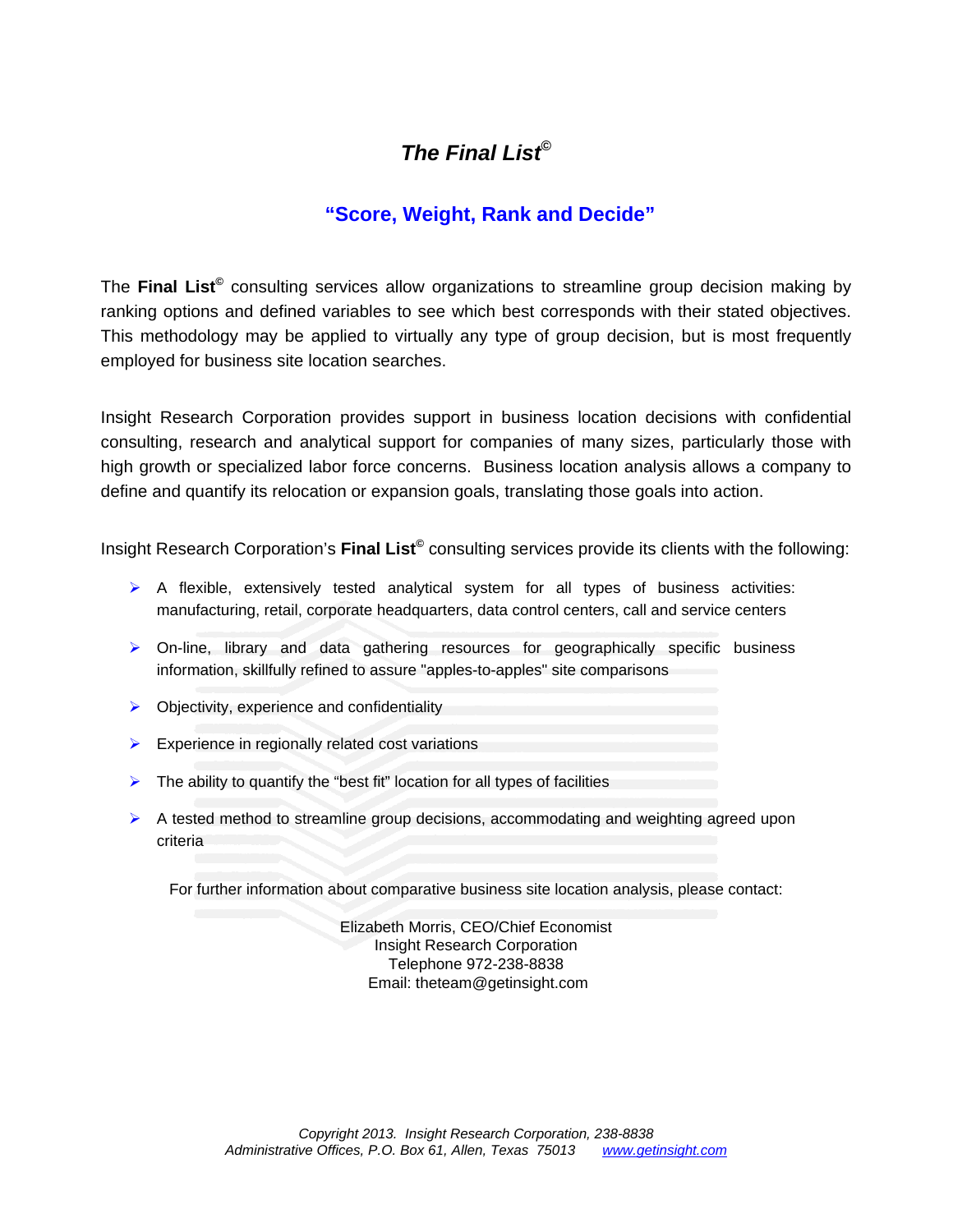# *The Final List©*

## "Score, Weight, Rank and Decide"

The **Final List©** consulting services allow organizations to streamline group decision making by ranking options and defined variables to see which best corresponds with their stated objectives. This methodology may be applied to virtually any type of group decision, but is most frequently employed for business site location searches.

Insight Research Corporation provides support in business location decisions with confidential consulting, research and analytical support for companies of many sizes, particularly those with high growth or specialized labor force concerns. Business location analysis allows a company to define and quantify its relocation or expansion goals, translating those goals into action.

Insight Research Corporation's **Final List©** consulting services provide its clients with the following:

- A flexible, extensively tested analytical system for all types of business activities: manufacturing, retail, corporate headquarters, data control centers, call and service centers
- On-line, library and data gathering resources for geographically specific business information, skillfully refined to assure "apples-to-apples" site comparisons
- Objectivity, experience and confidentiality
- Experience in regionally related cost variations
- The ability to quantify the "best fit" location for all types of facilities
- A tested method to streamline group decisions, accommodating and weighting agreed upon criteria

For further information about comparative business site location analysis, please contact:

Elizabeth Morris, CEO/Chief Economist
Insight Research Corporation
Telephone 972-238-8838
Email: theteam@getinsight.com

*Copyright 2013. Insight Research Corporation, 238-8838*
*Administrative Offices, P.O. Box 61, Allen, Texas 75013* [www.getinsight.com](http://www.getinsight.com)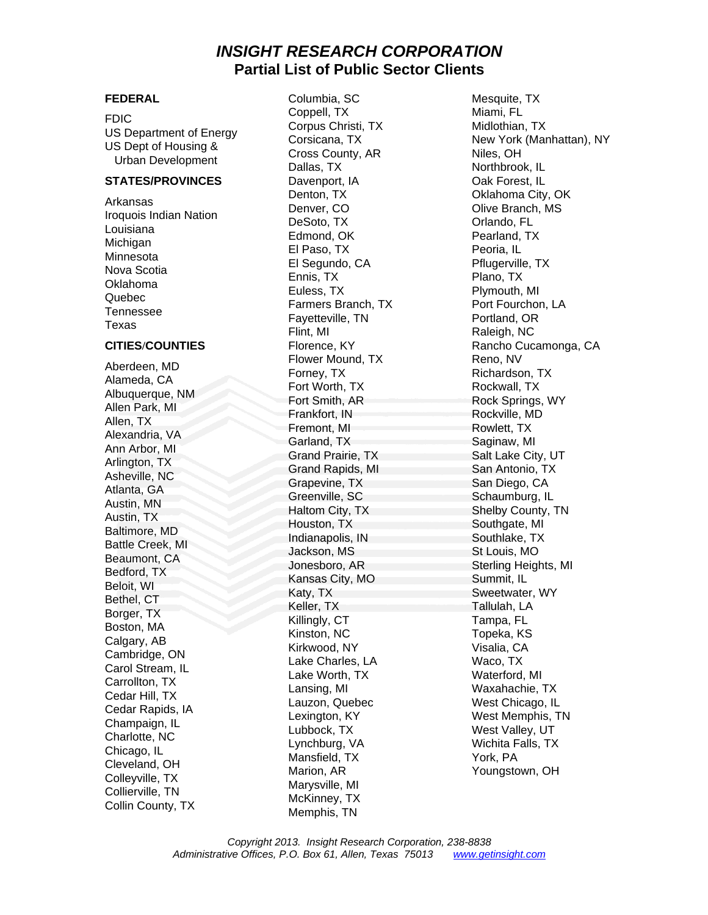# *INSIGHT RESEARCH CORPORATION*

## Partial List of Public Sector Clients

**FEDERAL**

FDIC
US Department of Energy
US Dept of Housing & Urban Development

**STATES/PROVINCES**

Arkansas
Iroquois Indian Nation
Louisiana
Michigan
Minnesota
Nova Scotia
Oklahoma
Quebec
Tennessee
Texas

**CITIES/COUNTIES**

Aberdeen, MD
Alameda, CA
Albuquerque, NM
Allen Park, MI
Allen, TX
Alexandria, VA
Ann Arbor, MI
Arlington, TX
Asheville, NC
Atlanta, GA
Austin, MN
Austin, TX
Baltimore, MD
Battle Creek, MI
Beaumont, CA
Bedford, TX
Beloit, WI
Bethel, CT
Borger, TX
Boston, MA
Calgary, AB
Cambridge, ON
Carol Stream, IL
Carrollton, TX
Cedar Hill, TX
Cedar Rapids, IA
Champaign, IL
Charlotte, NC
Chicago, IL
Cleveland, OH
Colleyville, TX
Collierville, TN
Collin County, TX
Columbia, SC
Coppell, TX
Corpus Christi, TX
Corsicana, TX
Cross County, AR
Dallas, TX
Davenport, IA
Denton, TX
Denver, CO
DeSoto, TX
Edmond, OK
El Paso, TX
El Segundo, CA
Ennis, TX
Euless, TX
Farmers Branch, TX
Fayetteville, TN
Flint, MI
Florence, KY
Flower Mound, TX
Forney, TX
Fort Worth, TX
Fort Smith, AR
Frankfort, IN
Fremont, MI
Garland, TX
Grand Prairie, TX
Grand Rapids, MI
Grapevine, TX
Greenville, SC
Haltom City, TX
Houston, TX
Indianapolis, IN
Jackson, MS
Jonesboro, AR
Kansas City, MO
Katy, TX
Keller, TX
Killingly, CT
Kinston, NC
Kirkwood, NY
Lake Charles, LA
Lake Worth, TX
Lansing, MI
Lauzon, Quebec
Lexington, KY
Lubbock, TX
Lynchburg, VA
Mansfield, TX
Marion, AR
Marysville, MI
McKinney, TX
Memphis, TN
Mesquite, TX
Miami, FL
Midlothian, TX
New York (Manhattan), NY
Niles, OH
Northbrook, IL
Oak Forest, IL
Oklahoma City, OK
Olive Branch, MS
Orlando, FL
Pearland, TX
Peoria, IL
Pflugerville, TX
Plano, TX
Plymouth, MI
Port Fourchon, LA
Portland, OR
Raleigh, NC
Rancho Cucamonga, CA
Reno, NV
Richardson, TX
Rockwall, TX
Rock Springs, WY
Rockville, MD
Rowlett, TX
Saginaw, MI
Salt Lake City, UT
San Antonio, TX
San Diego, CA
Schaumburg, IL
Shelby County, TN
Southgate, MI
Southlake, TX
St Louis, MO
Sterling Heights, MI
Summit, IL
Sweetwater, WY
Tallulah, LA
Tampa, FL
Topeka, KS
Visalia, CA
Waco, TX
Waterford, MI
Waxahachie, TX
West Chicago, IL
West Memphis, TN
West Valley, UT
Wichita Falls, TX
York, PA
Youngstown, OH

*Copyright 2013. Insight Research Corporation, 238-8838*
*Administrative Offices, P.O. Box 61, Allen, Texas 75013* *www.getinsight.com*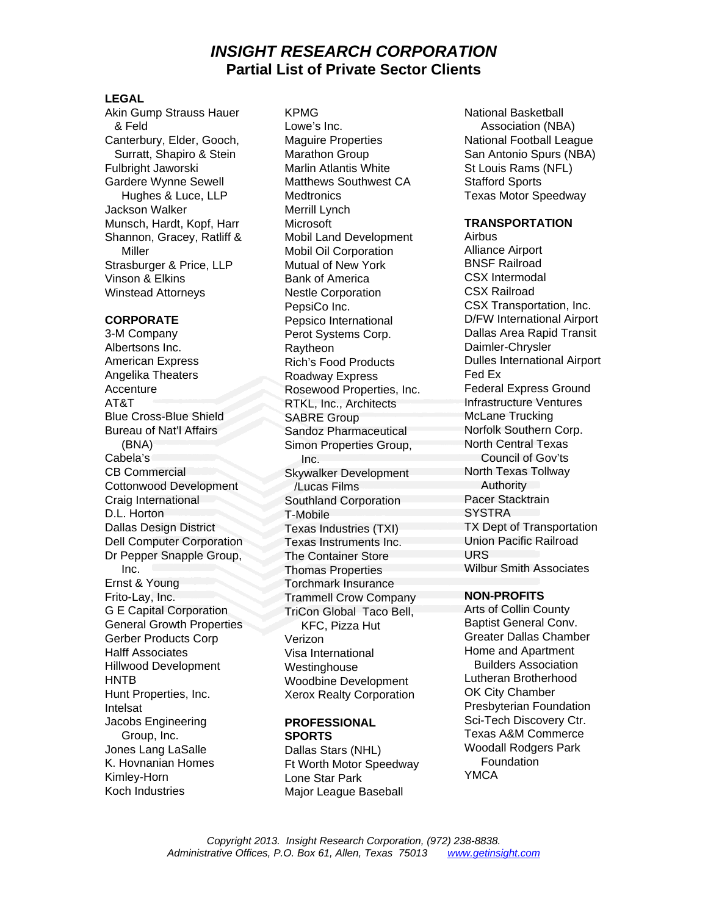# *INSIGHT RESEARCH CORPORATION*

## Partial List of Private Sector Clients

**LEGAL**

Akin Gump Strauss Hauer & Feld
Canterbury, Elder, Gooch, Surratt, Shapiro & Stein
Fulbright Jaworski
Gardere Wynne Sewell Hughes & Luce, LLP
Jackson Walker
Munsch, Hardt, Kopf, Harr
Shannon, Gracey, Ratliff & Miller
Strasburger & Price, LLP
Vinson & Elkins
Winstead Attorneys

**CORPORATE**

3-M Company
Albertsons Inc.
American Express
Angelika Theaters
Accenture
AT&T
Blue Cross-Blue Shield
Bureau of Nat'l Affairs (BNA)
Cabela's
CB Commercial
Cottonwood Development
Craig International
D.L. Horton
Dallas Design District
Dell Computer Corporation
Dr Pepper Snapple Group, Inc.
Ernst & Young
Frito-Lay, Inc.
G E Capital Corporation
General Growth Properties
Gerber Products Corp
Halff Associates
Hillwood Development
HNTB
Hunt Properties, Inc.
Intelsat
Jacobs Engineering Group, Inc.
Jones Lang LaSalle
K. Hovnanian Homes
Kimley-Horn
Koch Industries
KPMG
Lowe's Inc.
Maguire Properties
Marathon Group
Marlin Atlantis White
Matthews Southwest CA
Medtronics
Merrill Lynch
Microsoft
Mobil Land Development
Mobil Oil Corporation
Mutual of New York
Bank of America
Nestle Corporation
PepsiCo Inc.
Pepsico International
Perot Systems Corp.
Raytheon
Rich's Food Products
Roadway Express
Rosewood Properties, Inc.
RTKL, Inc., Architects
SABRE Group
Sandoz Pharmaceutical
Simon Properties Group, Inc.
Skywalker Development /Lucas Films
Southland Corporation
T-Mobile
Texas Industries (TXI)
Texas Instruments Inc.
The Container Store
Thomas Properties
Torchmark Insurance
Trammell Crow Company
TriCon Global Taco Bell, KFC, Pizza Hut
Verizon
Visa International
Westinghouse
Woodbine Development
Xerox Realty Corporation

**PROFESSIONAL SPORTS**

Dallas Stars (NHL)
Ft Worth Motor Speedway
Lone Star Park
Major League Baseball
National Basketball Association (NBA)
National Football League
San Antonio Spurs (NBA)
St Louis Rams (NFL)
Stafford Sports
Texas Motor Speedway

**TRANSPORTATION**

Airbus
Alliance Airport
BNSF Railroad
CSX Intermodal
CSX Railroad
CSX Transportation, Inc.
D/FW International Airport
Dallas Area Rapid Transit
Daimler-Chrysler
Dulles International Airport
Fed Ex
Federal Express Ground
Infrastructure Ventures
McLane Trucking
Norfolk Southern Corp.
North Central Texas Council of Gov'ts
North Texas Tollway Authority
Pacer Stacktrain
SYSTRA
TX Dept of Transportation
Union Pacific Railroad
URS
Wilbur Smith Associates

**NON-PROFITS**

Arts of Collin County
Baptist General Conv.
Greater Dallas Chamber
Home and Apartment Builders Association
Lutheran Brotherhood
OK City Chamber
Presbyterian Foundation
Sci-Tech Discovery Ctr.
Texas A&M Commerce
Woodall Rodgers Park Foundation
YMCA

*Copyright 2013. Insight Research Corporation, (972) 238-8838.*
*Administrative Offices, P.O. Box 61, Allen, Texas 75013* www.getinsight.com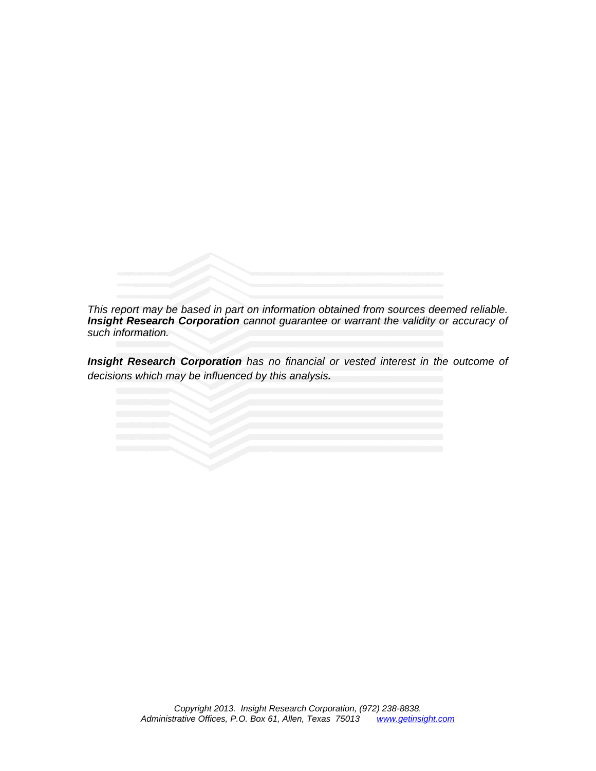*This report may be based in part on information obtained from sources deemed reliable.* ***Insight Research Corporation*** *cannot guarantee or warrant the validity or accuracy of such information.*

***Insight Research Corporation*** *has no financial or vested interest in the outcome of decisions which may be influenced by this analysis.*

*Copyright 2013. Insight Research Corporation, (972) 238-8838.*
*Administrative Offices, P.O. Box 61, Allen, Texas 75013* [*www.getinsight.com*](http://www.getinsight.com)